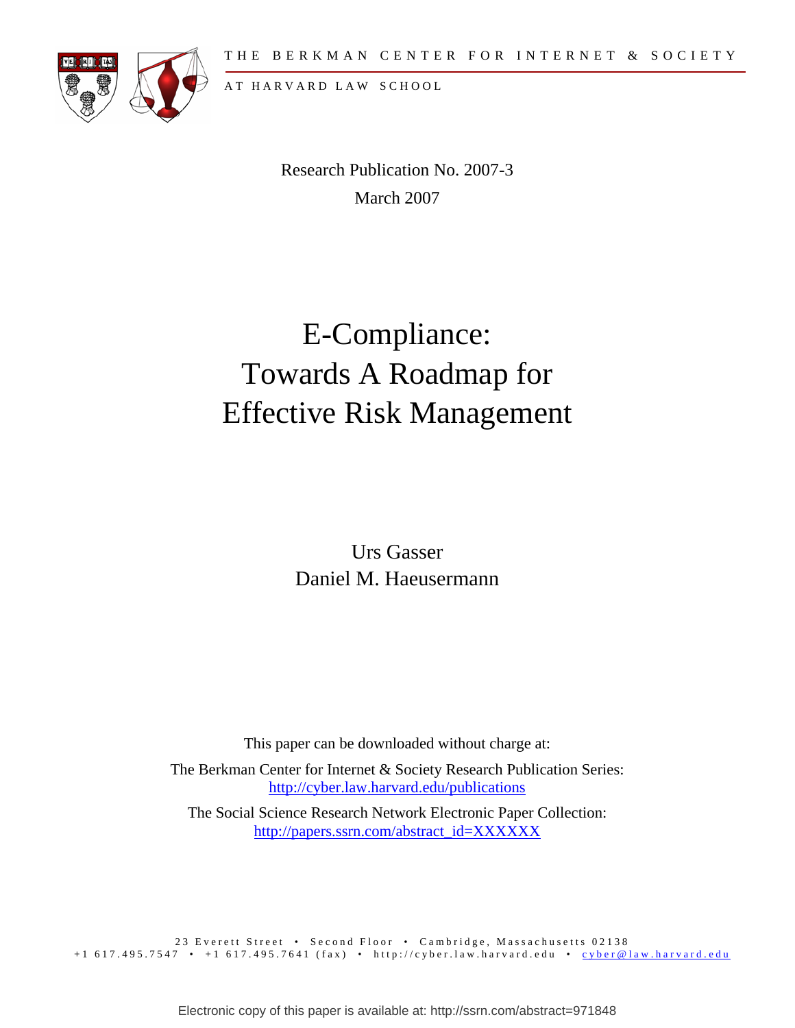THE BERKMAN CENTER FOR INTERNET & SOCIETY

AT HARVARD LAW SCHOOL

Research Publication No. 2007-3

March 2007

# E-Compliance: Towards A Roadmap for Effective Risk Management

Urs Gasser

Daniel M. Haeusermann

This paper can be downloaded without charge at:

The Berkman Center for Internet & Society Research Publication Series:
http://cyber.law.harvard.edu/publications

The Social Science Research Network Electronic Paper Collection:
http://papers.ssrn.com/abstract_id=XXXXXX

23 Everett Street • Second Floor • Cambridge, Massachusetts 02138
+1 617.495.7547 • +1 617.495.7641 (fax) • http://cyber.law.harvard.edu • cyber@law.harvard.edu

Electronic copy of this paper is available at: http://ssrn.com/abstract=971848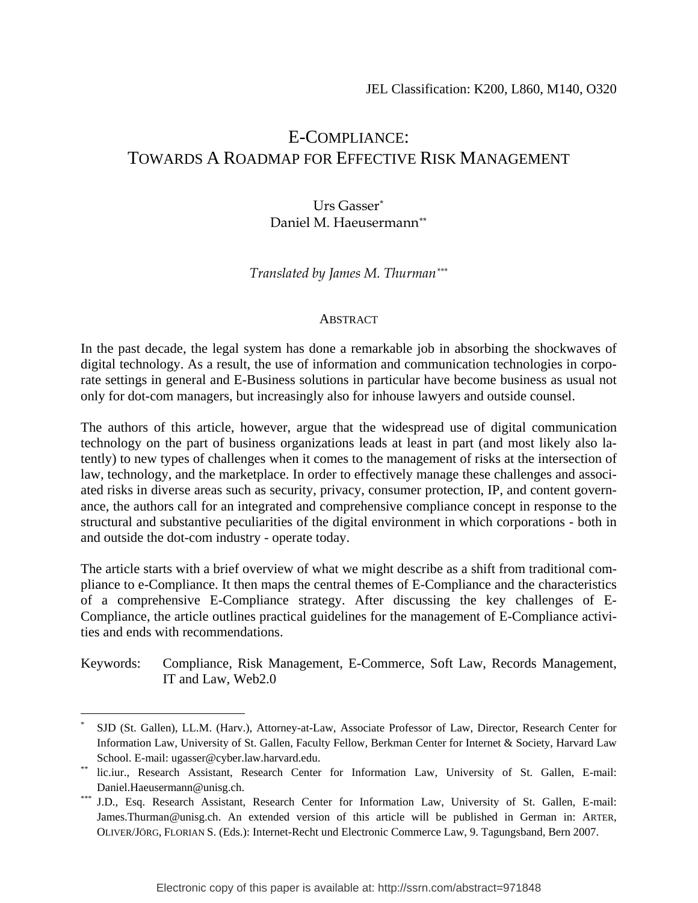JEL Classification: K200, L860, M140, O320

# E-COMPLIANCE: TOWARDS A ROADMAP FOR EFFECTIVE RISK MANAGEMENT

Urs Gasser[*]
Daniel M. Haeusermann[**]

*Translated by James M. Thurman[***]*

## ABSTRACT

In the past decade, the legal system has done a remarkable job in absorbing the shockwaves of digital technology. As a result, the use of information and communication technologies in corporate settings in general and E-Business solutions in particular have become business as usual not only for dot-com managers, but increasingly also for inhouse lawyers and outside counsel.

The authors of this article, however, argue that the widespread use of digital communication technology on the part of business organizations leads at least in part (and most likely also latently) to new types of challenges when it comes to the management of risks at the intersection of law, technology, and the marketplace. In order to effectively manage these challenges and associated risks in diverse areas such as security, privacy, consumer protection, IP, and content governance, the authors call for an integrated and comprehensive compliance concept in response to the structural and substantive peculiarities of the digital environment in which corporations - both in and outside the dot-com industry - operate today.

The article starts with a brief overview of what we might describe as a shift from traditional compliance to e-Compliance. It then maps the central themes of E-Compliance and the characteristics of a comprehensive E-Compliance strategy. After discussing the key challenges of E-Compliance, the article outlines practical guidelines for the management of E-Compliance activities and ends with recommendations.

Keywords: Compliance, Risk Management, E-Commerce, Soft Law, Records Management, IT and Law, Web2.0

---

[*] SJD (St. Gallen), LL.M. (Harv.), Attorney-at-Law, Associate Professor of Law, Director, Research Center for Information Law, University of St. Gallen, Faculty Fellow, Berkman Center for Internet & Society, Harvard Law School. E-mail: ugasser@cyber.law.harvard.edu.

[**] lic.iur., Research Assistant, Research Center for Information Law, University of St. Gallen, E-mail: Daniel.Haeusermann@unisg.ch.

[***] J.D., Esq. Research Assistant, Research Center for Information Law, University of St. Gallen, E-mail: James.Thurman@unisg.ch. An extended version of this article will be published in German in: ARTER, OLIVER/JÖRG, FLORIAN S. (Eds.): Internet-Recht und Electronic Commerce Law, 9. Tagungsband, Bern 2007.

Electronic copy of this paper is available at: http://ssrn.com/abstract=971848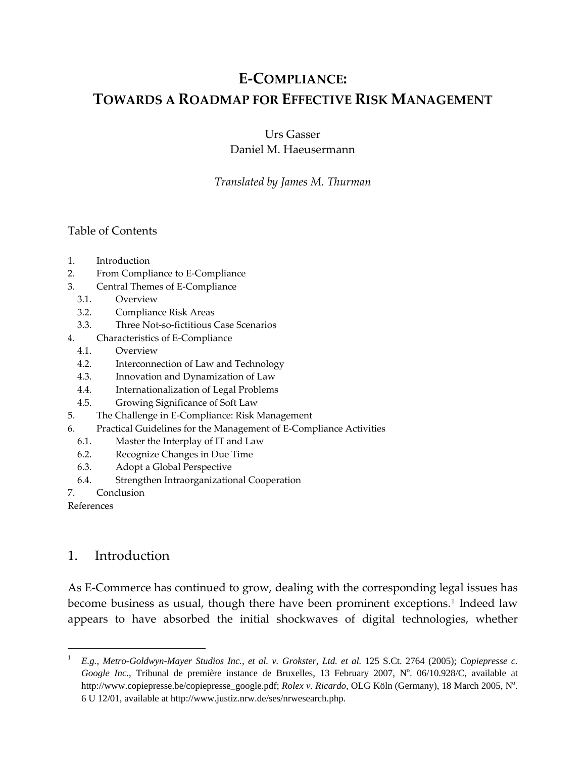# E-COMPLIANCE:
# TOWARDS A ROADMAP FOR EFFECTIVE RISK MANAGEMENT

Urs Gasser
Daniel M. Haeusermann

*Translated by James M. Thurman*

Table of Contents

1. Introduction
2. From Compliance to E-Compliance
3. Central Themes of E-Compliance
   - 3.1. Overview
   - 3.2. Compliance Risk Areas
   - 3.3. Three Not-so-fictitious Case Scenarios
4. Characteristics of E-Compliance
   - 4.1. Overview
   - 4.2. Interconnection of Law and Technology
   - 4.3. Innovation and Dynamization of Law
   - 4.4. Internationalization of Legal Problems
   - 4.5. Growing Significance of Soft Law
5. The Challenge in E-Compliance: Risk Management
6. Practical Guidelines for the Management of E-Compliance Activities
   - 6.1. Master the Interplay of IT and Law
   - 6.2. Recognize Changes in Due Time
   - 6.3. Adopt a Global Perspective
   - 6.4. Strengthen Intraorganizational Cooperation
7. Conclusion

References

## 1. Introduction

As E-Commerce has continued to grow, dealing with the corresponding legal issues has become business as usual, though there have been prominent exceptions.[1] Indeed law appears to have absorbed the initial shockwaves of digital technologies, whether

---

[1] *E.g.*, *Metro-Goldwyn-Mayer Studios Inc., et al. v. Grokster, Ltd. et al.* 125 S.Ct. 2764 (2005); *Copiepresse c. Google Inc.*, Tribunal de première instance de Bruxelles, 13 February 2007, N°. 06/10.928/C, available at http://www.copiepresse.be/copiepresse_google.pdf; *Rolex v. Ricardo*, OLG Köln (Germany), 18 March 2005, N°. 6 U 12/01, available at http://www.justiz.nrw.de/ses/nrwesearch.php.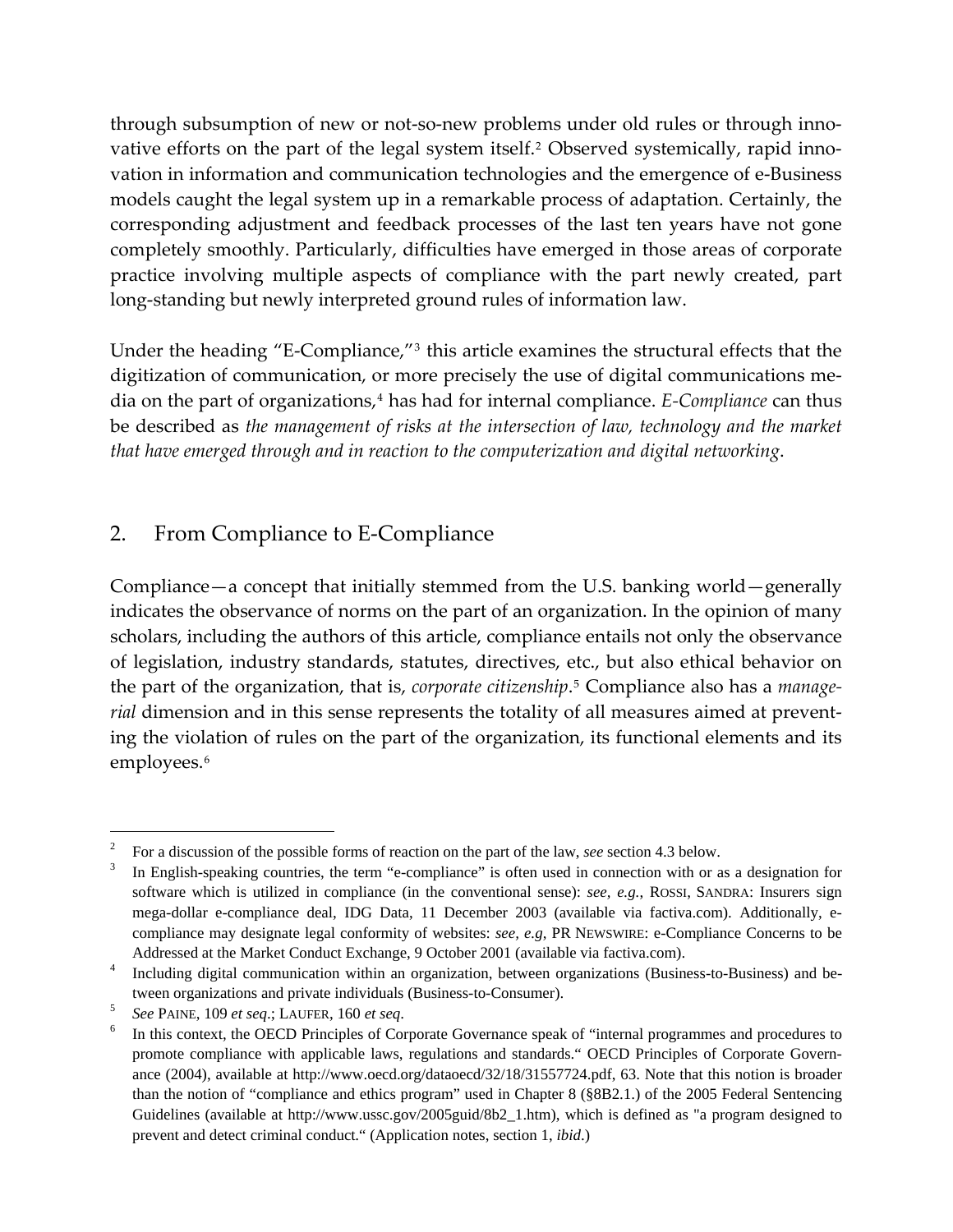through subsumption of new or not-so-new problems under old rules or through innovative efforts on the part of the legal system itself.[2] Observed systemically, rapid innovation in information and communication technologies and the emergence of e-Business models caught the legal system up in a remarkable process of adaptation. Certainly, the corresponding adjustment and feedback processes of the last ten years have not gone completely smoothly. Particularly, difficulties have emerged in those areas of corporate practice involving multiple aspects of compliance with the part newly created, part long-standing but newly interpreted ground rules of information law.

Under the heading "E-Compliance,"[3] this article examines the structural effects that the digitization of communication, or more precisely the use of digital communications media on the part of organizations,[4] has had for internal compliance. *E-Compliance* can thus be described as *the management of risks at the intersection of law, technology and the market that have emerged through and in reaction to the computerization and digital networking*.

## 2. From Compliance to E-Compliance

Compliance—a concept that initially stemmed from the U.S. banking world—generally indicates the observance of norms on the part of an organization. In the opinion of many scholars, including the authors of this article, compliance entails not only the observance of legislation, industry standards, statutes, directives, etc., but also ethical behavior on the part of the organization, that is, *corporate citizenship*.[5] Compliance also has a *managerial* dimension and in this sense represents the totality of all measures aimed at preventing the violation of rules on the part of the organization, its functional elements and its employees.[6]

---

[2] For a discussion of the possible forms of reaction on the part of the law, *see* section 4.3 below.

[3] In English-speaking countries, the term "e-compliance" is often used in connection with or as a designation for software which is utilized in compliance (in the conventional sense): *see, e.g.*, ROSSI, SANDRA: Insurers sign mega-dollar e-compliance deal, IDG Data, 11 December 2003 (available via factiva.com). Additionally, e-compliance may designate legal conformity of websites: *see, e.g*, PR NEWSWIRE: e-Compliance Concerns to be Addressed at the Market Conduct Exchange, 9 October 2001 (available via factiva.com).

[4] Including digital communication within an organization, between organizations (Business-to-Business) and between organizations and private individuals (Business-to-Consumer).

[5] *See* PAINE, 109 *et seq*.; LAUFER, 160 *et seq*.

[6] In this context, the OECD Principles of Corporate Governance speak of "internal programmes and procedures to promote compliance with applicable laws, regulations and standards." OECD Principles of Corporate Governance (2004), available at http://www.oecd.org/dataoecd/32/18/31557724.pdf, 63. Note that this notion is broader than the notion of "compliance and ethics program" used in Chapter 8 (§8B2.1.) of the 2005 Federal Sentencing Guidelines (available at http://www.ussc.gov/2005guid/8b2_1.htm), which is defined as "a program designed to prevent and detect criminal conduct." (Application notes, section 1, *ibid*.)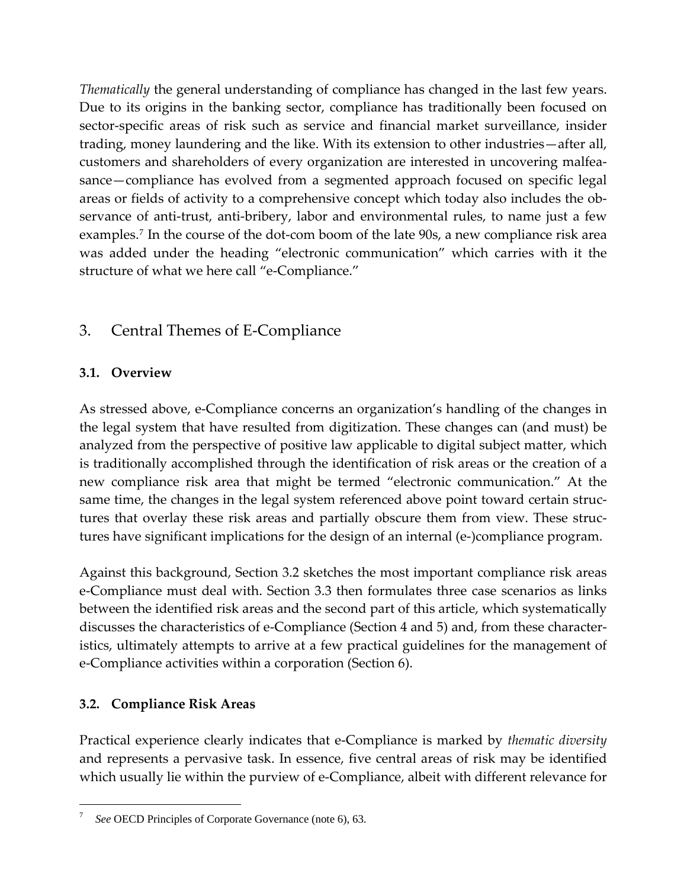*Thematically* the general understanding of compliance has changed in the last few years. Due to its origins in the banking sector, compliance has traditionally been focused on sector-specific areas of risk such as service and financial market surveillance, insider trading, money laundering and the like. With its extension to other industries—after all, customers and shareholders of every organization are interested in uncovering malfeasance—compliance has evolved from a segmented approach focused on specific legal areas or fields of activity to a comprehensive concept which today also includes the observance of anti-trust, anti-bribery, labor and environmental rules, to name just a few examples.[7] In the course of the dot-com boom of the late 90s, a new compliance risk area was added under the heading "electronic communication" which carries with it the structure of what we here call "e-Compliance."

## 3. Central Themes of E-Compliance

### 3.1. Overview

As stressed above, e-Compliance concerns an organization's handling of the changes in the legal system that have resulted from digitization. These changes can (and must) be analyzed from the perspective of positive law applicable to digital subject matter, which is traditionally accomplished through the identification of risk areas or the creation of a new compliance risk area that might be termed "electronic communication." At the same time, the changes in the legal system referenced above point toward certain structures that overlay these risk areas and partially obscure them from view. These structures have significant implications for the design of an internal (e-)compliance program.

Against this background, Section 3.2 sketches the most important compliance risk areas e-Compliance must deal with. Section 3.3 then formulates three case scenarios as links between the identified risk areas and the second part of this article, which systematically discusses the characteristics of e-Compliance (Section 4 and 5) and, from these characteristics, ultimately attempts to arrive at a few practical guidelines for the management of e-Compliance activities within a corporation (Section 6).

### 3.2. Compliance Risk Areas

Practical experience clearly indicates that e-Compliance is marked by *thematic diversity* and represents a pervasive task. In essence, five central areas of risk may be identified which usually lie within the purview of e-Compliance, albeit with different relevance for

---

[7] *See* OECD Principles of Corporate Governance (note 6), 63.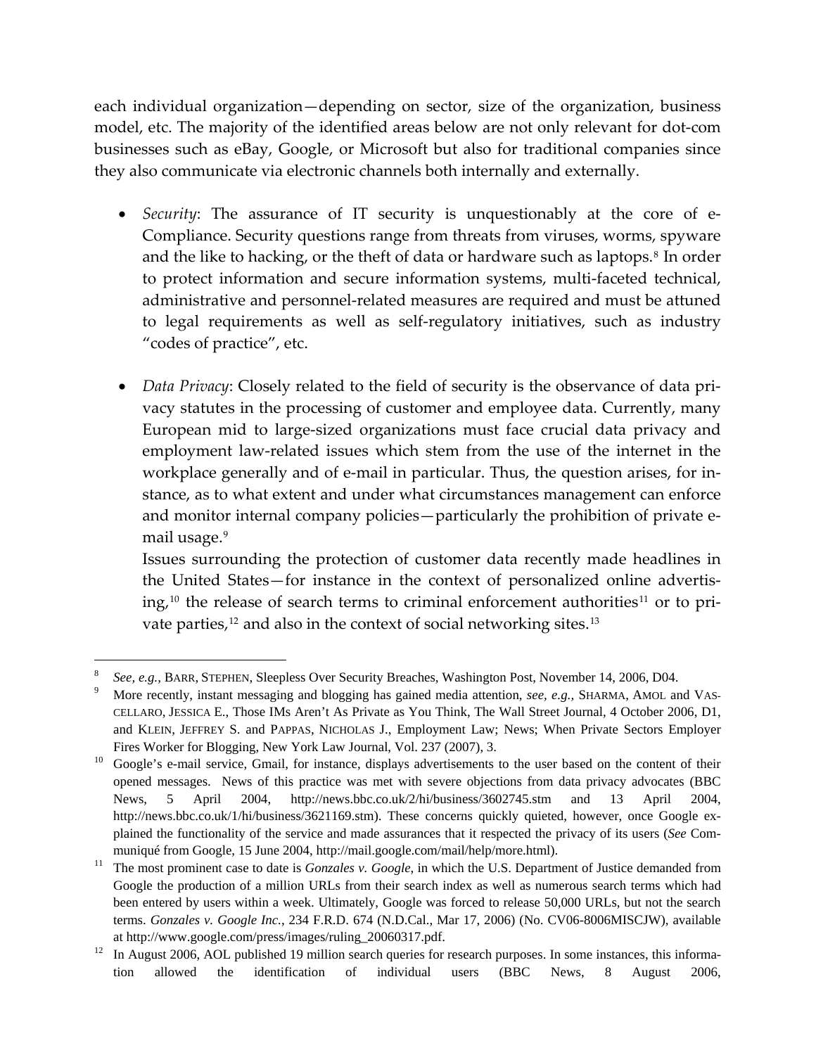each individual organization—depending on sector, size of the organization, business model, etc. The majority of the identified areas below are not only relevant for dot-com businesses such as eBay, Google, or Microsoft but also for traditional companies since they also communicate via electronic channels both internally and externally.

- *Security*: The assurance of IT security is unquestionably at the core of e-Compliance. Security questions range from threats from viruses, worms, spyware and the like to hacking, or the theft of data or hardware such as laptops.[8] In order to protect information and secure information systems, multi-faceted technical, administrative and personnel-related measures are required and must be attuned to legal requirements as well as self-regulatory initiatives, such as industry "codes of practice", etc.

- *Data Privacy*: Closely related to the field of security is the observance of data privacy statutes in the processing of customer and employee data. Currently, many European mid to large-sized organizations must face crucial data privacy and employment law-related issues which stem from the use of the internet in the workplace generally and of e-mail in particular. Thus, the question arises, for instance, as to what extent and under what circumstances management can enforce and monitor internal company policies—particularly the prohibition of private e-mail usage.[9]

  Issues surrounding the protection of customer data recently made headlines in the United States—for instance in the context of personalized online advertising,[10] the release of search terms to criminal enforcement authorities[11] or to private parties,[12] and also in the context of social networking sites.[13]

---

[8] *See, e.g.*, BARR, STEPHEN, Sleepless Over Security Breaches, Washington Post, November 14, 2006, D04.

[9] More recently, instant messaging and blogging has gained media attention, *see, e.g.*, SHARMA, AMOL and VASCELLARO, JESSICA E., Those IMs Aren't As Private as You Think, The Wall Street Journal, 4 October 2006, D1, and KLEIN, JEFFREY S. and PAPPAS, NICHOLAS J., Employment Law; News; When Private Sectors Employer Fires Worker for Blogging, New York Law Journal, Vol. 237 (2007), 3.

[10] Google's e-mail service, Gmail, for instance, displays advertisements to the user based on the content of their opened messages. News of this practice was met with severe objections from data privacy advocates (BBC News, 5 April 2004, http://news.bbc.co.uk/2/hi/business/3602745.stm and 13 April 2004, http://news.bbc.co.uk/1/hi/business/3621169.stm). These concerns quickly quieted, however, once Google explained the functionality of the service and made assurances that it respected the privacy of its users (*See* Communiqué from Google, 15 June 2004, http://mail.google.com/mail/help/more.html).

[11] The most prominent case to date is *Gonzales v. Google*, in which the U.S. Department of Justice demanded from Google the production of a million URLs from their search index as well as numerous search terms which had been entered by users within a week. Ultimately, Google was forced to release 50,000 URLs, but not the search terms. *Gonzales v. Google Inc.*, 234 F.R.D. 674 (N.D.Cal., Mar 17, 2006) (No. CV06-8006MISCJW), available at http://www.google.com/press/images/ruling_20060317.pdf.

[12] In August 2006, AOL published 19 million search queries for research purposes. In some instances, this information allowed the identification of individual users (BBC News, 8 August 2006,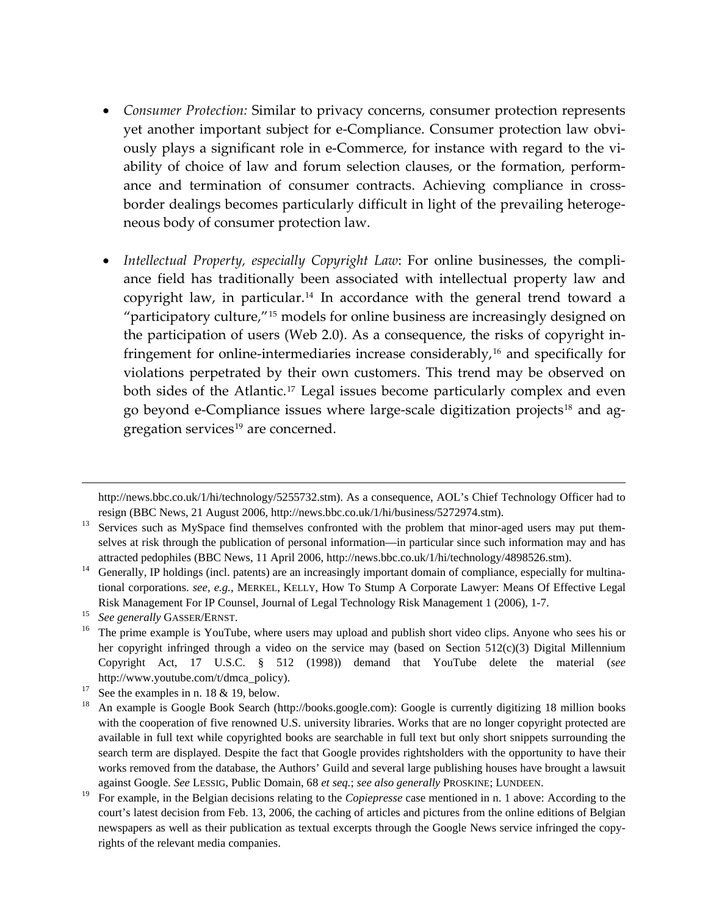- *Consumer Protection:* Similar to privacy concerns, consumer protection represents yet another important subject for e-Compliance. Consumer protection law obviously plays a significant role in e-Commerce, for instance with regard to the viability of choice of law and forum selection clauses, or the formation, performance and termination of consumer contracts. Achieving compliance in cross-border dealings becomes particularly difficult in light of the prevailing heterogeneous body of consumer protection law.

- *Intellectual Property, especially Copyright Law*: For online businesses, the compliance field has traditionally been associated with intellectual property law and copyright law, in particular.[14] In accordance with the general trend toward a "participatory culture,"[15] models for online business are increasingly designed on the participation of users (Web 2.0). As a consequence, the risks of copyright infringement for online-intermediaries increase considerably,[16] and specifically for violations perpetrated by their own customers. This trend may be observed on both sides of the Atlantic.[17] Legal issues become particularly complex and even go beyond e-Compliance issues where large-scale digitization projects[18] and aggregation services[19] are concerned.

---

http://news.bbc.co.uk/1/hi/technology/5255732.stm). As a consequence, AOL's Chief Technology Officer had to resign (BBC News, 21 August 2006, http://news.bbc.co.uk/1/hi/business/5272974.stm).

[13] Services such as MySpace find themselves confronted with the problem that minor-aged users may put themselves at risk through the publication of personal information—in particular since such information may and has attracted pedophiles (BBC News, 11 April 2006, http://news.bbc.co.uk/1/hi/technology/4898526.stm).

[14] Generally, IP holdings (incl. patents) are an increasingly important domain of compliance, especially for multinational corporations. *see, e.g.*, MERKEL, KELLY, How To Stump A Corporate Lawyer: Means Of Effective Legal Risk Management For IP Counsel, Journal of Legal Technology Risk Management 1 (2006), 1-7.

[15] *See generally* GASSER/ERNST.

[16] The prime example is YouTube, where users may upload and publish short video clips. Anyone who sees his or her copyright infringed through a video on the service may (based on Section 512(c)(3) Digital Millennium Copyright Act, 17 U.S.C. § 512 (1998)) demand that YouTube delete the material (*see* http://www.youtube.com/t/dmca_policy).

[17] See the examples in n. 18 & 19, below.

[18] An example is Google Book Search (http://books.google.com): Google is currently digitizing 18 million books with the cooperation of five renowned U.S. university libraries. Works that are no longer copyright protected are available in full text while copyrighted books are searchable in full text but only short snippets surrounding the search term are displayed. Despite the fact that Google provides rightsholders with the opportunity to have their works removed from the database, the Authors' Guild and several large publishing houses have brought a lawsuit against Google. *See* LESSIG, Public Domain, 68 *et seq.*; *see also generally* PROSKINE; LUNDEEN.

[19] For example, in the Belgian decisions relating to the *Copiepresse* case mentioned in n. 1 above: According to the court's latest decision from Feb. 13, 2006, the caching of articles and pictures from the online editions of Belgian newspapers as well as their publication as textual excerpts through the Google News service infringed the copyrights of the relevant media companies.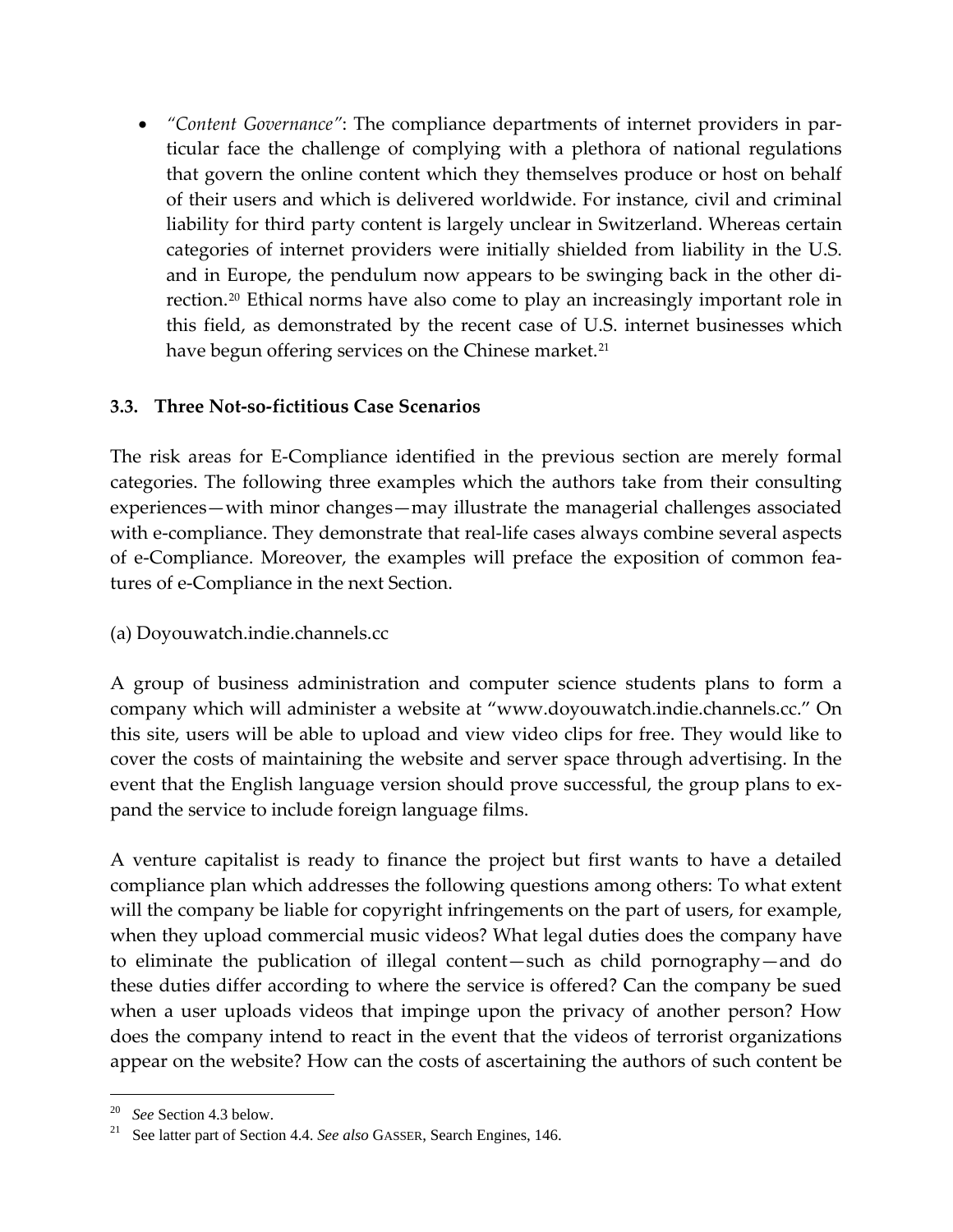- *"Content Governance"*: The compliance departments of internet providers in particular face the challenge of complying with a plethora of national regulations that govern the online content which they themselves produce or host on behalf of their users and which is delivered worldwide. For instance, civil and criminal liability for third party content is largely unclear in Switzerland. Whereas certain categories of internet providers were initially shielded from liability in the U.S. and in Europe, the pendulum now appears to be swinging back in the other direction.[20] Ethical norms have also come to play an increasingly important role in this field, as demonstrated by the recent case of U.S. internet businesses which have begun offering services on the Chinese market.[21]

### 3.3. Three Not-so-fictitious Case Scenarios

The risk areas for E-Compliance identified in the previous section are merely formal categories. The following three examples which the authors take from their consulting experiences—with minor changes—may illustrate the managerial challenges associated with e-compliance. They demonstrate that real-life cases always combine several aspects of e-Compliance. Moreover, the examples will preface the exposition of common features of e-Compliance in the next Section.

(a) Doyouwatch.indie.channels.cc

A group of business administration and computer science students plans to form a company which will administer a website at "www.doyouwatch.indie.channels.cc." On this site, users will be able to upload and view video clips for free. They would like to cover the costs of maintaining the website and server space through advertising. In the event that the English language version should prove successful, the group plans to expand the service to include foreign language films.

A venture capitalist is ready to finance the project but first wants to have a detailed compliance plan which addresses the following questions among others: To what extent will the company be liable for copyright infringements on the part of users, for example, when they upload commercial music videos? What legal duties does the company have to eliminate the publication of illegal content—such as child pornography—and do these duties differ according to where the service is offered? Can the company be sued when a user uploads videos that impinge upon the privacy of another person? How does the company intend to react in the event that the videos of terrorist organizations appear on the website? How can the costs of ascertaining the authors of such content be

---

[20] *See* Section 4.3 below.

[21] See latter part of Section 4.4. *See also* GASSER, Search Engines, 146.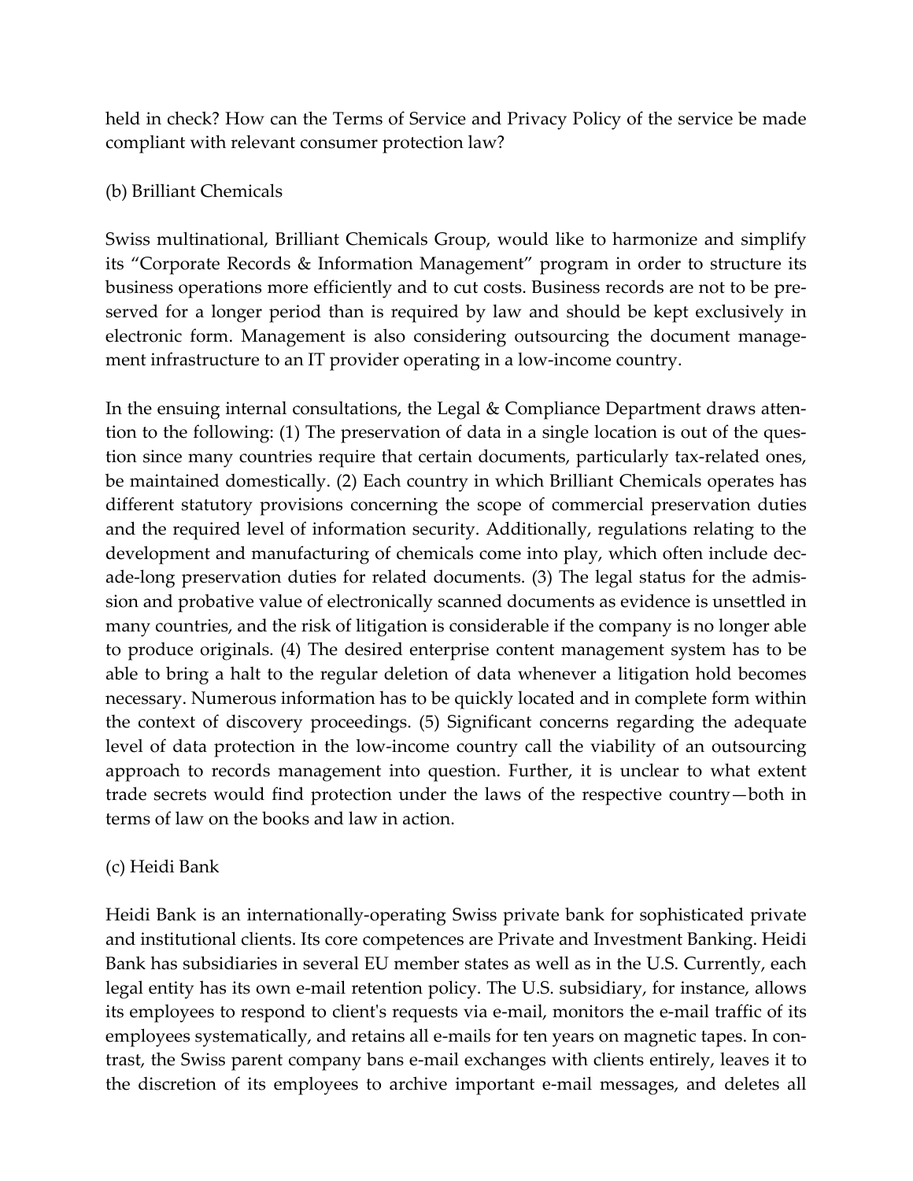held in check? How can the Terms of Service and Privacy Policy of the service be made compliant with relevant consumer protection law?

(b) Brilliant Chemicals

Swiss multinational, Brilliant Chemicals Group, would like to harmonize and simplify its "Corporate Records & Information Management" program in order to structure its business operations more efficiently and to cut costs. Business records are not to be preserved for a longer period than is required by law and should be kept exclusively in electronic form. Management is also considering outsourcing the document management infrastructure to an IT provider operating in a low-income country.

In the ensuing internal consultations, the Legal & Compliance Department draws attention to the following: (1) The preservation of data in a single location is out of the question since many countries require that certain documents, particularly tax-related ones, be maintained domestically. (2) Each country in which Brilliant Chemicals operates has different statutory provisions concerning the scope of commercial preservation duties and the required level of information security. Additionally, regulations relating to the development and manufacturing of chemicals come into play, which often include decade-long preservation duties for related documents. (3) The legal status for the admission and probative value of electronically scanned documents as evidence is unsettled in many countries, and the risk of litigation is considerable if the company is no longer able to produce originals. (4) The desired enterprise content management system has to be able to bring a halt to the regular deletion of data whenever a litigation hold becomes necessary. Numerous information has to be quickly located and in complete form within the context of discovery proceedings. (5) Significant concerns regarding the adequate level of data protection in the low-income country call the viability of an outsourcing approach to records management into question. Further, it is unclear to what extent trade secrets would find protection under the laws of the respective country—both in terms of law on the books and law in action.

(c) Heidi Bank

Heidi Bank is an internationally-operating Swiss private bank for sophisticated private and institutional clients. Its core competences are Private and Investment Banking. Heidi Bank has subsidiaries in several EU member states as well as in the U.S. Currently, each legal entity has its own e-mail retention policy. The U.S. subsidiary, for instance, allows its employees to respond to client's requests via e-mail, monitors the e-mail traffic of its employees systematically, and retains all e-mails for ten years on magnetic tapes. In contrast, the Swiss parent company bans e-mail exchanges with clients entirely, leaves it to the discretion of its employees to archive important e-mail messages, and deletes all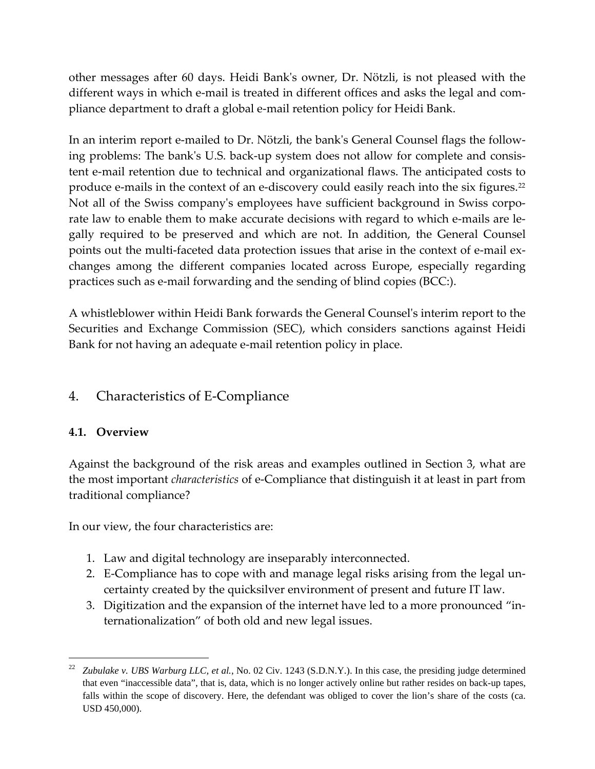other messages after 60 days. Heidi Bank's owner, Dr. Nötzli, is not pleased with the different ways in which e-mail is treated in different offices and asks the legal and compliance department to draft a global e-mail retention policy for Heidi Bank.

In an interim report e-mailed to Dr. Nötzli, the bank's General Counsel flags the following problems: The bank's U.S. back-up system does not allow for complete and consistent e-mail retention due to technical and organizational flaws. The anticipated costs to produce e-mails in the context of an e-discovery could easily reach into the six figures.[22] Not all of the Swiss company's employees have sufficient background in Swiss corporate law to enable them to make accurate decisions with regard to which e-mails are legally required to be preserved and which are not. In addition, the General Counsel points out the multi-faceted data protection issues that arise in the context of e-mail exchanges among the different companies located across Europe, especially regarding practices such as e-mail forwarding and the sending of blind copies (BCC:).

A whistleblower within Heidi Bank forwards the General Counsel's interim report to the Securities and Exchange Commission (SEC), which considers sanctions against Heidi Bank for not having an adequate e-mail retention policy in place.

## 4. Characteristics of E-Compliance

### 4.1. Overview

Against the background of the risk areas and examples outlined in Section 3, what are the most important *characteristics* of e-Compliance that distinguish it at least in part from traditional compliance?

In our view, the four characteristics are:

1. Law and digital technology are inseparably interconnected.
2. E-Compliance has to cope with and manage legal risks arising from the legal uncertainty created by the quicksilver environment of present and future IT law.
3. Digitization and the expansion of the internet have led to a more pronounced "internationalization" of both old and new legal issues.

---

[22] *Zubulake v. UBS Warburg LLC, et al.*, No. 02 Civ. 1243 (S.D.N.Y.). In this case, the presiding judge determined that even "inaccessible data", that is, data, which is no longer actively online but rather resides on back-up tapes, falls within the scope of discovery. Here, the defendant was obliged to cover the lion's share of the costs (ca. USD 450,000).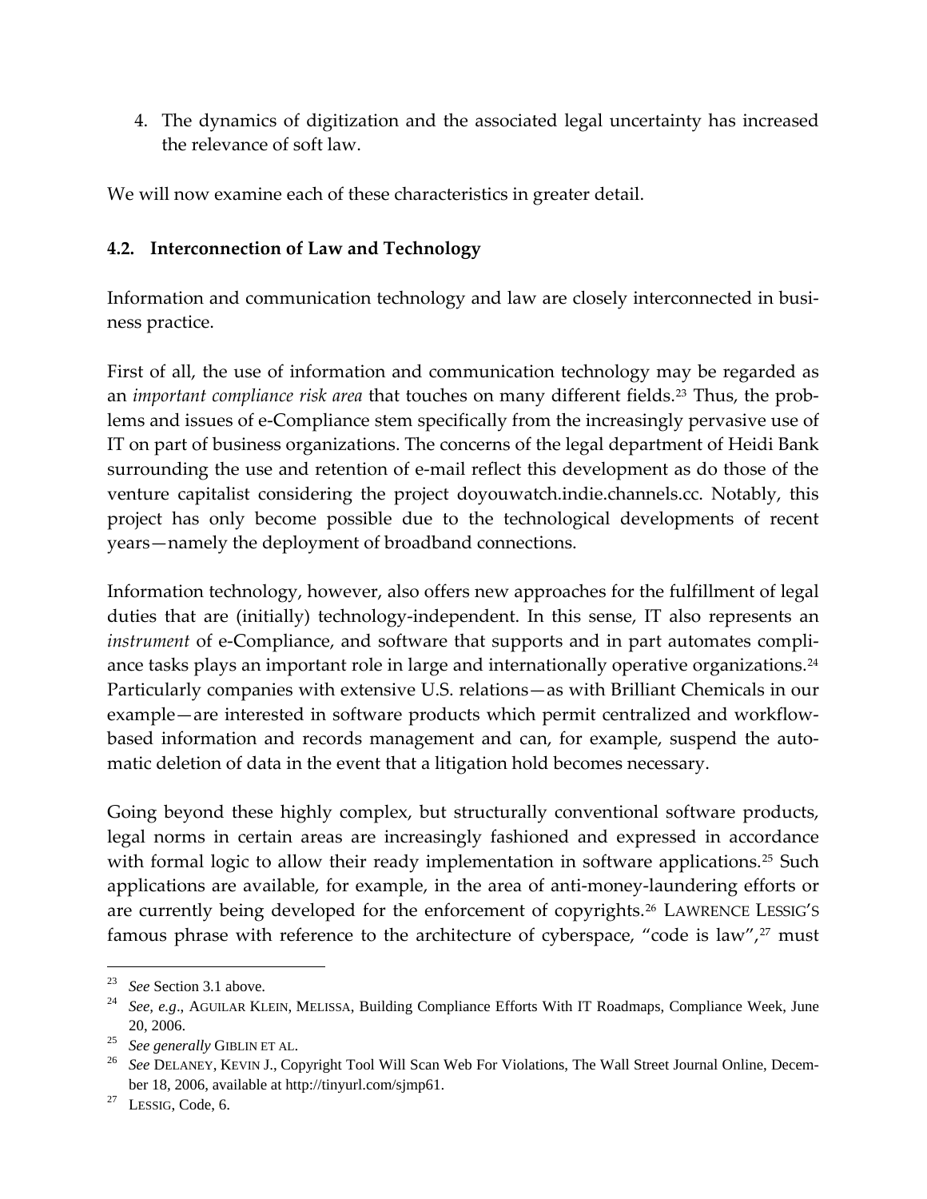4. The dynamics of digitization and the associated legal uncertainty has increased the relevance of soft law.

We will now examine each of these characteristics in greater detail.

### 4.2. Interconnection of Law and Technology

Information and communication technology and law are closely interconnected in business practice.

First of all, the use of information and communication technology may be regarded as an *important compliance risk area* that touches on many different fields.[23] Thus, the problems and issues of e-Compliance stem specifically from the increasingly pervasive use of IT on part of business organizations. The concerns of the legal department of Heidi Bank surrounding the use and retention of e-mail reflect this development as do those of the venture capitalist considering the project doyouwatch.indie.channels.cc. Notably, this project has only become possible due to the technological developments of recent years—namely the deployment of broadband connections.

Information technology, however, also offers new approaches for the fulfillment of legal duties that are (initially) technology-independent. In this sense, IT also represents an *instrument* of e-Compliance, and software that supports and in part automates compliance tasks plays an important role in large and internationally operative organizations.[24] Particularly companies with extensive U.S. relations—as with Brilliant Chemicals in our example—are interested in software products which permit centralized and workflow-based information and records management and can, for example, suspend the automatic deletion of data in the event that a litigation hold becomes necessary.

Going beyond these highly complex, but structurally conventional software products, legal norms in certain areas are increasingly fashioned and expressed in accordance with formal logic to allow their ready implementation in software applications.[25] Such applications are available, for example, in the area of anti-money-laundering efforts or are currently being developed for the enforcement of copyrights.[26] LAWRENCE LESSIG'S famous phrase with reference to the architecture of cyberspace, "code is law",[27] must

---

[23] *See* Section 3.1 above.

[24] *See, e.g.*, AGUILAR KLEIN, MELISSA, Building Compliance Efforts With IT Roadmaps, Compliance Week, June 20, 2006.

[25] *See generally* GIBLIN ET AL.

[26] *See* DELANEY, KEVIN J., Copyright Tool Will Scan Web For Violations, The Wall Street Journal Online, December 18, 2006, available at http://tinyurl.com/sjmp61.

[27] LESSIG, Code, 6.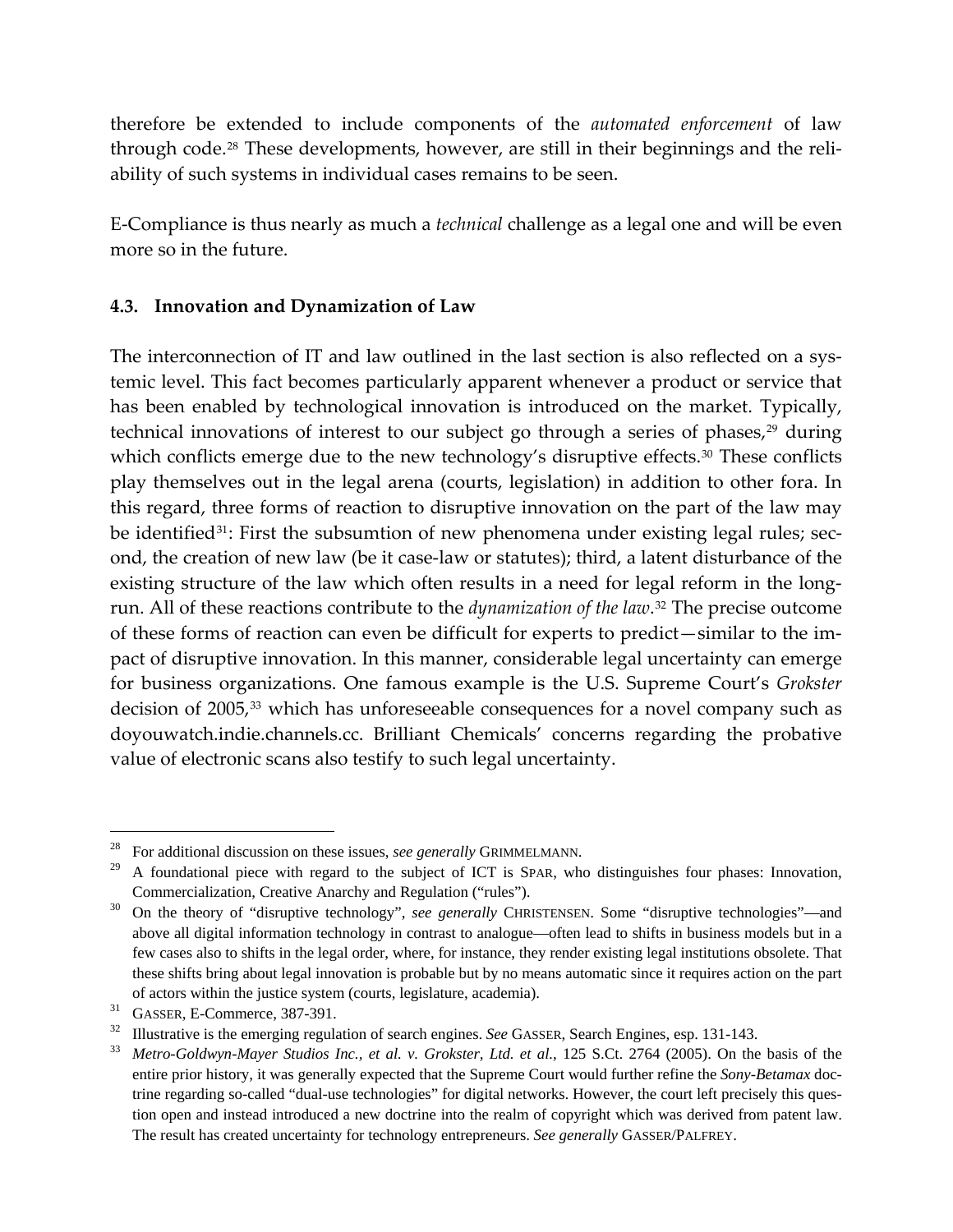therefore be extended to include components of the *automated enforcement* of law through code.[28] These developments, however, are still in their beginnings and the reliability of such systems in individual cases remains to be seen.

E-Compliance is thus nearly as much a *technical* challenge as a legal one and will be even more so in the future.

### 4.3. Innovation and Dynamization of Law

The interconnection of IT and law outlined in the last section is also reflected on a systemic level. This fact becomes particularly apparent whenever a product or service that has been enabled by technological innovation is introduced on the market. Typically, technical innovations of interest to our subject go through a series of phases,[29] during which conflicts emerge due to the new technology's disruptive effects.[30] These conflicts play themselves out in the legal arena (courts, legislation) in addition to other fora. In this regard, three forms of reaction to disruptive innovation on the part of the law may be identified[31]: First the subsumtion of new phenomena under existing legal rules; second, the creation of new law (be it case-law or statutes); third, a latent disturbance of the existing structure of the law which often results in a need for legal reform in the long-run. All of these reactions contribute to the *dynamization of the law*.[32] The precise outcome of these forms of reaction can even be difficult for experts to predict—similar to the impact of disruptive innovation. In this manner, considerable legal uncertainty can emerge for business organizations. One famous example is the U.S. Supreme Court's *Grokster* decision of 2005,[33] which has unforeseeable consequences for a novel company such as doyouwatch.indie.channels.cc. Brilliant Chemicals' concerns regarding the probative value of electronic scans also testify to such legal uncertainty.

---

[28] For additional discussion on these issues, *see generally* GRIMMELMANN.

[29] A foundational piece with regard to the subject of ICT is SPAR, who distinguishes four phases: Innovation, Commercialization, Creative Anarchy and Regulation ("rules").

[30] On the theory of "disruptive technology", *see generally* CHRISTENSEN. Some "disruptive technologies"—and above all digital information technology in contrast to analogue—often lead to shifts in business models but in a few cases also to shifts in the legal order, where, for instance, they render existing legal institutions obsolete. That these shifts bring about legal innovation is probable but by no means automatic since it requires action on the part of actors within the justice system (courts, legislature, academia).

[31] GASSER, E-Commerce, 387-391.

[32] Illustrative is the emerging regulation of search engines. *See* GASSER, Search Engines, esp. 131-143.

[33] *Metro-Goldwyn-Mayer Studios Inc., et al. v. Grokster, Ltd. et al.*, 125 S.Ct. 2764 (2005). On the basis of the entire prior history, it was generally expected that the Supreme Court would further refine the *Sony-Betamax* doctrine regarding so-called "dual-use technologies" for digital networks. However, the court left precisely this question open and instead introduced a new doctrine into the realm of copyright which was derived from patent law. The result has created uncertainty for technology entrepreneurs. *See generally* GASSER/PALFREY.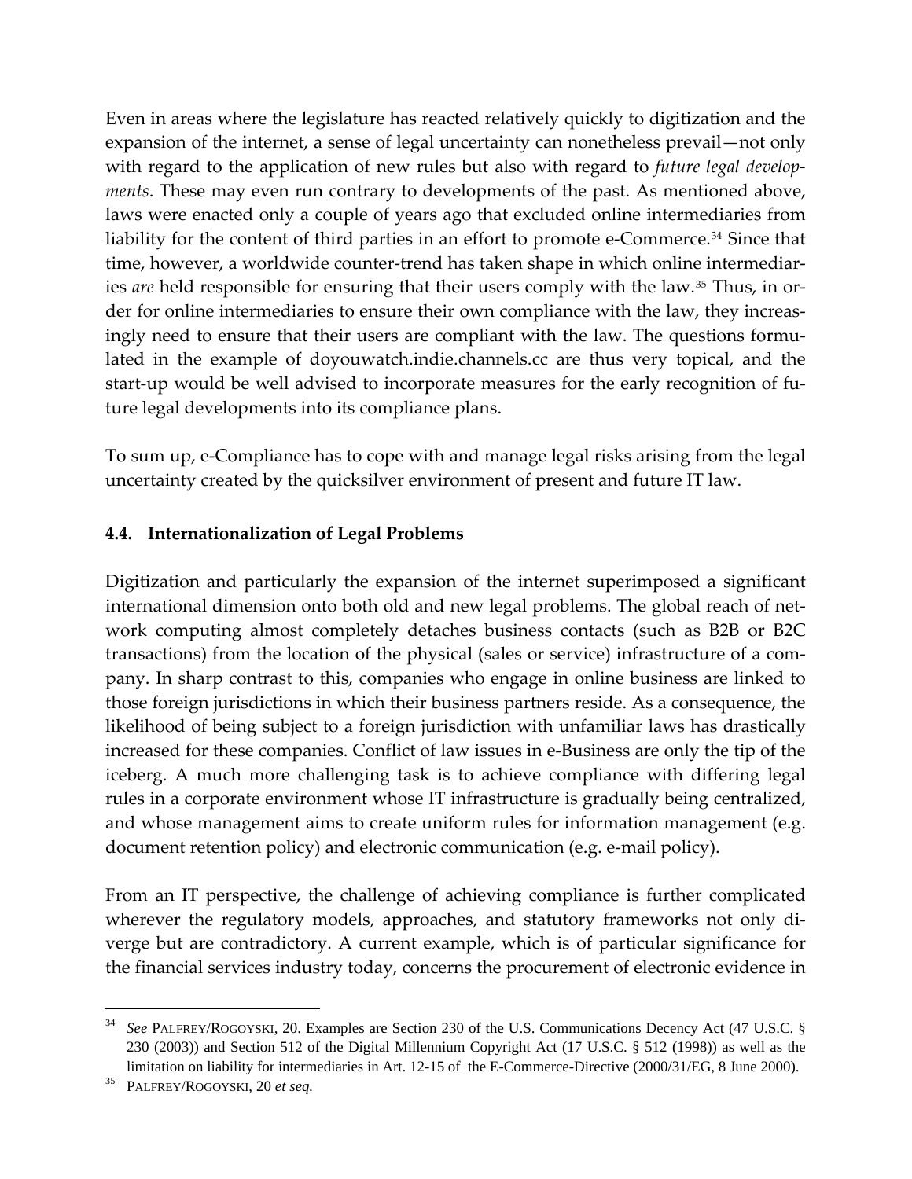Even in areas where the legislature has reacted relatively quickly to digitization and the expansion of the internet, a sense of legal uncertainty can nonetheless prevail—not only with regard to the application of new rules but also with regard to *future legal developments*. These may even run contrary to developments of the past. As mentioned above, laws were enacted only a couple of years ago that excluded online intermediaries from liability for the content of third parties in an effort to promote e-Commerce.[34] Since that time, however, a worldwide counter-trend has taken shape in which online intermediaries *are* held responsible for ensuring that their users comply with the law.[35] Thus, in order for online intermediaries to ensure their own compliance with the law, they increasingly need to ensure that their users are compliant with the law. The questions formulated in the example of doyouwatch.indie.channels.cc are thus very topical, and the start-up would be well advised to incorporate measures for the early recognition of future legal developments into its compliance plans.

To sum up, e-Compliance has to cope with and manage legal risks arising from the legal uncertainty created by the quicksilver environment of present and future IT law.

### 4.4. Internationalization of Legal Problems

Digitization and particularly the expansion of the internet superimposed a significant international dimension onto both old and new legal problems. The global reach of network computing almost completely detaches business contacts (such as B2B or B2C transactions) from the location of the physical (sales or service) infrastructure of a company. In sharp contrast to this, companies who engage in online business are linked to those foreign jurisdictions in which their business partners reside. As a consequence, the likelihood of being subject to a foreign jurisdiction with unfamiliar laws has drastically increased for these companies. Conflict of law issues in e-Business are only the tip of the iceberg. A much more challenging task is to achieve compliance with differing legal rules in a corporate environment whose IT infrastructure is gradually being centralized, and whose management aims to create uniform rules for information management (e.g. document retention policy) and electronic communication (e.g. e-mail policy).

From an IT perspective, the challenge of achieving compliance is further complicated wherever the regulatory models, approaches, and statutory frameworks not only diverge but are contradictory. A current example, which is of particular significance for the financial services industry today, concerns the procurement of electronic evidence in

---

[34] *See* PALFREY/ROGOYSKI, 20. Examples are Section 230 of the U.S. Communications Decency Act (47 U.S.C. § 230 (2003)) and Section 512 of the Digital Millennium Copyright Act (17 U.S.C. § 512 (1998)) as well as the limitation on liability for intermediaries in Art. 12-15 of the E-Commerce-Directive (2000/31/EG, 8 June 2000).

[35] PALFREY/ROGOYSKI, 20 *et seq.*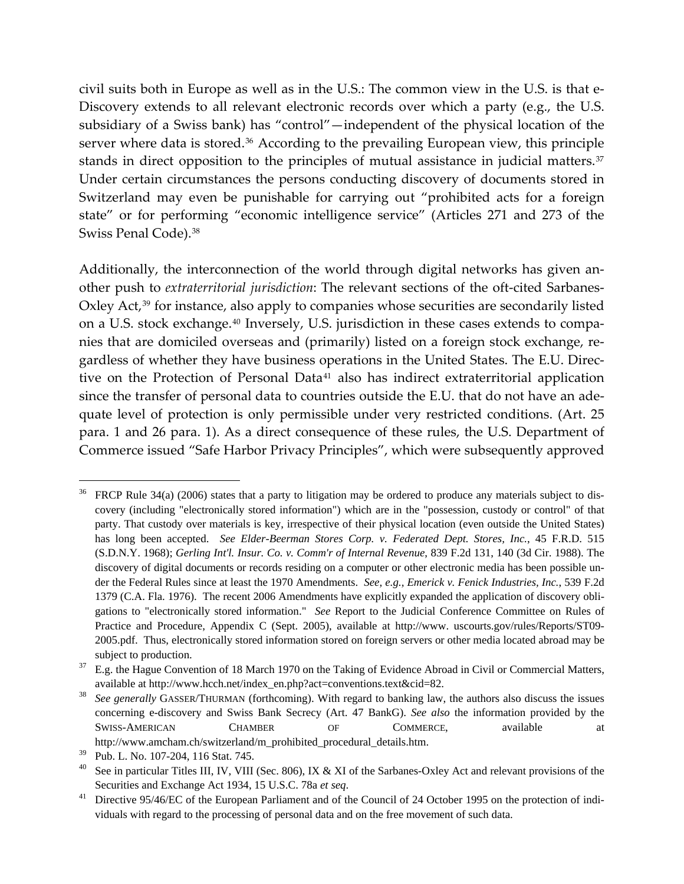civil suits both in Europe as well as in the U.S.: The common view in the U.S. is that e-Discovery extends to all relevant electronic records over which a party (e.g., the U.S. subsidiary of a Swiss bank) has "control"—independent of the physical location of the server where data is stored.[36] According to the prevailing European view, this principle stands in direct opposition to the principles of mutual assistance in judicial matters.[37] Under certain circumstances the persons conducting discovery of documents stored in Switzerland may even be punishable for carrying out "prohibited acts for a foreign state" or for performing "economic intelligence service" (Articles 271 and 273 of the Swiss Penal Code).[38]

Additionally, the interconnection of the world through digital networks has given another push to *extraterritorial jurisdiction*: The relevant sections of the oft-cited Sarbanes-Oxley Act,[39] for instance, also apply to companies whose securities are secondarily listed on a U.S. stock exchange.[40] Inversely, U.S. jurisdiction in these cases extends to companies that are domiciled overseas and (primarily) listed on a foreign stock exchange, regardless of whether they have business operations in the United States. The E.U. Directive on the Protection of Personal Data[41] also has indirect extraterritorial application since the transfer of personal data to countries outside the E.U. that do not have an adequate level of protection is only permissible under very restricted conditions. (Art. 25 para. 1 and 26 para. 1). As a direct consequence of these rules, the U.S. Department of Commerce issued "Safe Harbor Privacy Principles", which were subsequently approved

---

[36] FRCP Rule 34(a) (2006) states that a party to litigation may be ordered to produce any materials subject to discovery (including "electronically stored information") which are in the "possession, custody or control" of that party. That custody over materials is key, irrespective of their physical location (even outside the United States) has long been accepted. *See Elder-Beerman Stores Corp. v. Federated Dept. Stores, Inc.*, 45 F.R.D. 515 (S.D.N.Y. 1968); *Gerling Int'l. Insur. Co. v. Comm'r of Internal Revenue*, 839 F.2d 131, 140 (3d Cir. 1988). The discovery of digital documents or records residing on a computer or other electronic media has been possible under the Federal Rules since at least the 1970 Amendments. *See, e.g.*, *Emerick v. Fenick Industries, Inc.*, 539 F.2d 1379 (C.A. Fla. 1976). The recent 2006 Amendments have explicitly expanded the application of discovery obligations to "electronically stored information." *See* Report to the Judicial Conference Committee on Rules of Practice and Procedure, Appendix C (Sept. 2005), available at http://www. uscourts.gov/rules/Reports/ST09-2005.pdf. Thus, electronically stored information stored on foreign servers or other media located abroad may be subject to production.

[37] E.g. the Hague Convention of 18 March 1970 on the Taking of Evidence Abroad in Civil or Commercial Matters, available at http://www.hcch.net/index_en.php?act=conventions.text&cid=82.

[38] *See generally* GASSER/THURMAN (forthcoming). With regard to banking law, the authors also discuss the issues concerning e-discovery and Swiss Bank Secrecy (Art. 47 BankG). *See also* the information provided by the SWISS-AMERICAN CHAMBER OF COMMERCE, available at http://www.amcham.ch/switzerland/m_prohibited_procedural_details.htm.

[39] Pub. L. No. 107-204, 116 Stat. 745.

[40] See in particular Titles III, IV, VIII (Sec. 806), IX & XI of the Sarbanes-Oxley Act and relevant provisions of the Securities and Exchange Act 1934, 15 U.S.C. 78a *et seq*.

[41] Directive 95/46/EC of the European Parliament and of the Council of 24 October 1995 on the protection of individuals with regard to the processing of personal data and on the free movement of such data.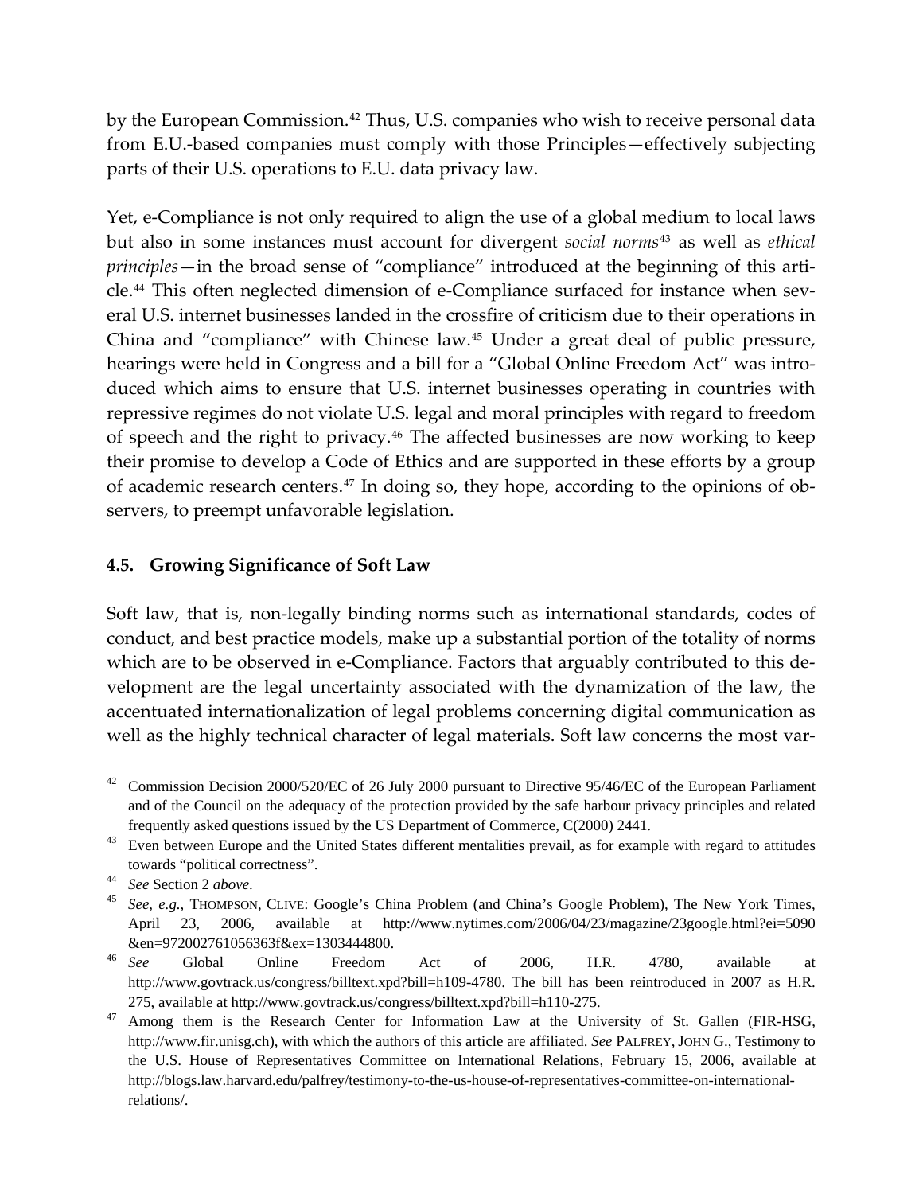by the European Commission.[42] Thus, U.S. companies who wish to receive personal data from E.U.-based companies must comply with those Principles—effectively subjecting parts of their U.S. operations to E.U. data privacy law.

Yet, e-Compliance is not only required to align the use of a global medium to local laws but also in some instances must account for divergent *social norms*[43] as well as *ethical principles*—in the broad sense of "compliance" introduced at the beginning of this article.[44] This often neglected dimension of e-Compliance surfaced for instance when several U.S. internet businesses landed in the crossfire of criticism due to their operations in China and "compliance" with Chinese law.[45] Under a great deal of public pressure, hearings were held in Congress and a bill for a "Global Online Freedom Act" was introduced which aims to ensure that U.S. internet businesses operating in countries with repressive regimes do not violate U.S. legal and moral principles with regard to freedom of speech and the right to privacy.[46] The affected businesses are now working to keep their promise to develop a Code of Ethics and are supported in these efforts by a group of academic research centers.[47] In doing so, they hope, according to the opinions of observers, to preempt unfavorable legislation.

### 4.5. Growing Significance of Soft Law

Soft law, that is, non-legally binding norms such as international standards, codes of conduct, and best practice models, make up a substantial portion of the totality of norms which are to be observed in e-Compliance. Factors that arguably contributed to this development are the legal uncertainty associated with the dynamization of the law, the accentuated internationalization of legal problems concerning digital communication as well as the highly technical character of legal materials. Soft law concerns the most var-

---

[42] Commission Decision 2000/520/EC of 26 July 2000 pursuant to Directive 95/46/EC of the European Parliament and of the Council on the adequacy of the protection provided by the safe harbour privacy principles and related frequently asked questions issued by the US Department of Commerce, C(2000) 2441.

[43] Even between Europe and the United States different mentalities prevail, as for example with regard to attitudes towards "political correctness".

[44] *See* Section 2 *above*.

[45] *See*, *e.g.*, THOMPSON, CLIVE: Google's China Problem (and China's Google Problem), The New York Times, April 23, 2006, available at http://www.nytimes.com/2006/04/23/magazine/23google.html?ei=5090&en=972002761056363f&ex=1303444800.

[46] *See* Global Online Freedom Act of 2006, H.R. 4780, available at http://www.govtrack.us/congress/billtext.xpd?bill=h109-4780. The bill has been reintroduced in 2007 as H.R. 275, available at http://www.govtrack.us/congress/billtext.xpd?bill=h110-275.

[47] Among them is the Research Center for Information Law at the University of St. Gallen (FIR-HSG, http://www.fir.unisg.ch), with which the authors of this article are affiliated. *See* PALFREY, JOHN G., Testimony to the U.S. House of Representatives Committee on International Relations, February 15, 2006, available at http://blogs.law.harvard.edu/palfrey/testimony-to-the-us-house-of-representatives-committee-on-international-relations/.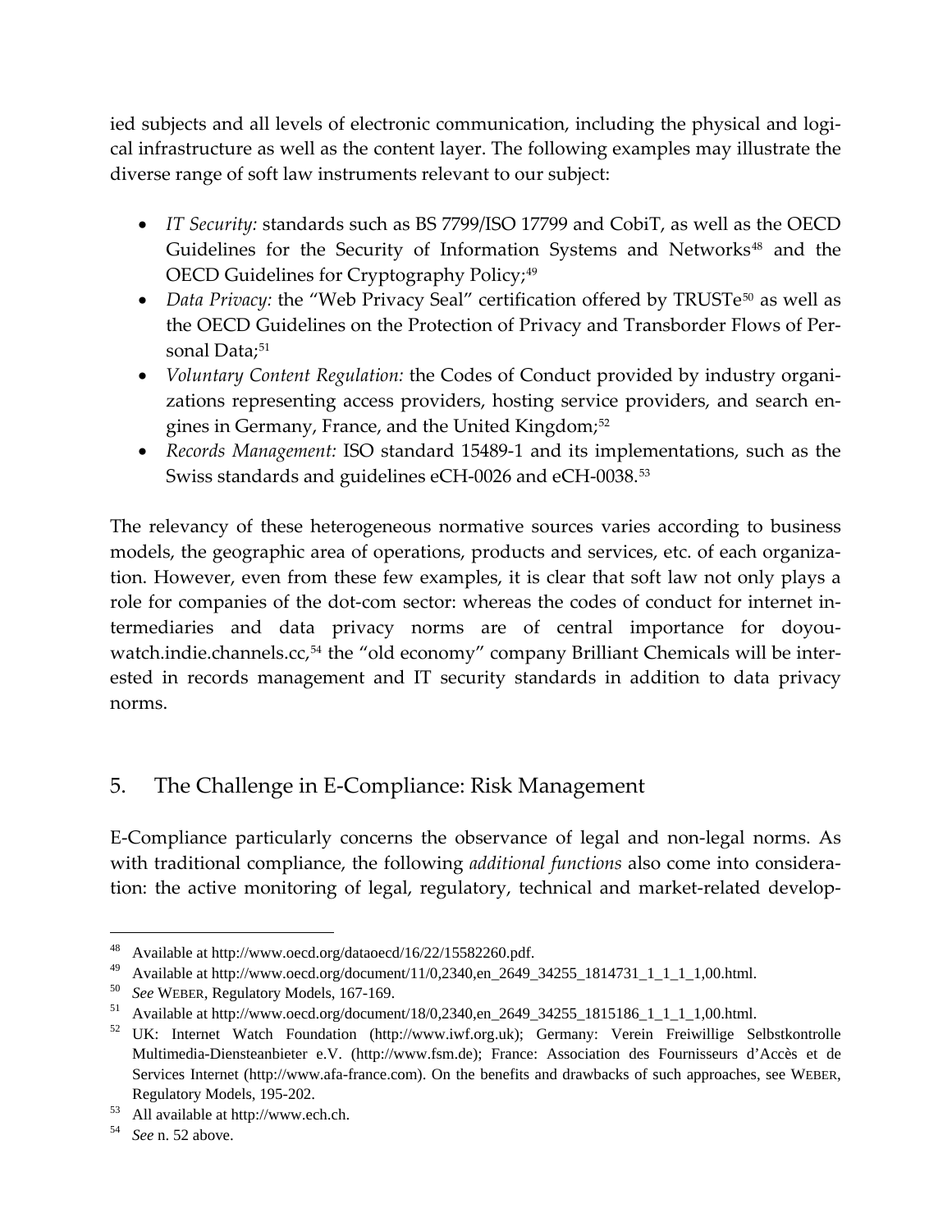ied subjects and all levels of electronic communication, including the physical and logical infrastructure as well as the content layer. The following examples may illustrate the diverse range of soft law instruments relevant to our subject:

- *IT Security:* standards such as BS 7799/ISO 17799 and CobiT, as well as the OECD Guidelines for the Security of Information Systems and Networks[48] and the OECD Guidelines for Cryptography Policy;[49]
- *Data Privacy:* the "Web Privacy Seal" certification offered by TRUSTe[50] as well as the OECD Guidelines on the Protection of Privacy and Transborder Flows of Personal Data;[51]
- *Voluntary Content Regulation:* the Codes of Conduct provided by industry organizations representing access providers, hosting service providers, and search engines in Germany, France, and the United Kingdom;[52]
- *Records Management:* ISO standard 15489-1 and its implementations, such as the Swiss standards and guidelines eCH-0026 and eCH-0038.[53]

The relevancy of these heterogeneous normative sources varies according to business models, the geographic area of operations, products and services, etc. of each organization. However, even from these few examples, it is clear that soft law not only plays a role for companies of the dot-com sector: whereas the codes of conduct for internet intermediaries and data privacy norms are of central importance for doyouwatch.indie.channels.cc,[54] the "old economy" company Brilliant Chemicals will be interested in records management and IT security standards in addition to data privacy norms.

## 5. The Challenge in E-Compliance: Risk Management

E-Compliance particularly concerns the observance of legal and non-legal norms. As with traditional compliance, the following *additional functions* also come into consideration: the active monitoring of legal, regulatory, technical and market-related develop-

---

[48] Available at http://www.oecd.org/dataoecd/16/22/15582260.pdf.

[49] Available at http://www.oecd.org/document/11/0,2340,en_2649_34255_1814731_1_1_1_1,00.html.

[50] *See* WEBER, Regulatory Models, 167-169.

[51] Available at http://www.oecd.org/document/18/0,2340,en_2649_34255_1815186_1_1_1_1,00.html.

[52] UK: Internet Watch Foundation (http://www.iwf.org.uk); Germany: Verein Freiwillige Selbstkontrolle Multimedia-Diensteanbieter e.V. (http://www.fsm.de); France: Association des Fournisseurs d'Accès et de Services Internet (http://www.afa-france.com). On the benefits and drawbacks of such approaches, see WEBER, Regulatory Models, 195-202.

[53] All available at http://www.ech.ch.

[54] *See* n. 52 above.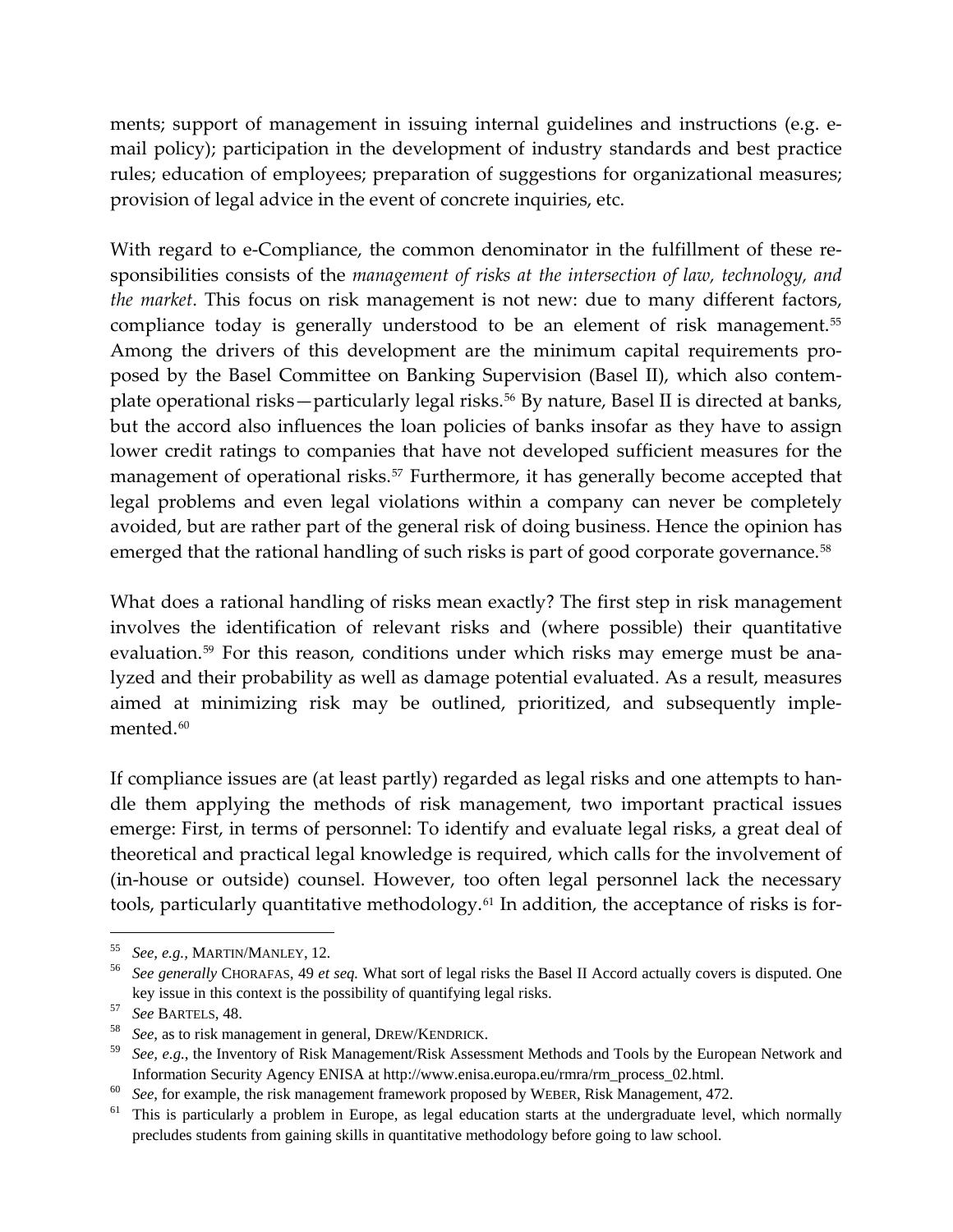ments; support of management in issuing internal guidelines and instructions (e.g. e-mail policy); participation in the development of industry standards and best practice rules; education of employees; preparation of suggestions for organizational measures; provision of legal advice in the event of concrete inquiries, etc.

With regard to e-Compliance, the common denominator in the fulfillment of these responsibilities consists of the *management of risks at the intersection of law, technology, and the market*. This focus on risk management is not new: due to many different factors, compliance today is generally understood to be an element of risk management.[55] Among the drivers of this development are the minimum capital requirements proposed by the Basel Committee on Banking Supervision (Basel II), which also contemplate operational risks—particularly legal risks.[56] By nature, Basel II is directed at banks, but the accord also influences the loan policies of banks insofar as they have to assign lower credit ratings to companies that have not developed sufficient measures for the management of operational risks.[57] Furthermore, it has generally become accepted that legal problems and even legal violations within a company can never be completely avoided, but are rather part of the general risk of doing business. Hence the opinion has emerged that the rational handling of such risks is part of good corporate governance.[58]

What does a rational handling of risks mean exactly? The first step in risk management involves the identification of relevant risks and (where possible) their quantitative evaluation.[59] For this reason, conditions under which risks may emerge must be analyzed and their probability as well as damage potential evaluated. As a result, measures aimed at minimizing risk may be outlined, prioritized, and subsequently implemented.[60]

If compliance issues are (at least partly) regarded as legal risks and one attempts to handle them applying the methods of risk management, two important practical issues emerge: First, in terms of personnel: To identify and evaluate legal risks, a great deal of theoretical and practical legal knowledge is required, which calls for the involvement of (in-house or outside) counsel. However, too often legal personnel lack the necessary tools, particularly quantitative methodology.[61] In addition, the acceptance of risks is for-

---

[55] *See, e.g.*, MARTIN/MANLEY, 12.

[56] *See generally* CHORAFAS, 49 *et seq.* What sort of legal risks the Basel II Accord actually covers is disputed. One key issue in this context is the possibility of quantifying legal risks.

[57] *See* BARTELS, 48.

[58] *See*, as to risk management in general, DREW/KENDRICK.

[59] *See, e.g.*, the Inventory of Risk Management/Risk Assessment Methods and Tools by the European Network and Information Security Agency ENISA at http://www.enisa.europa.eu/rmra/rm_process_02.html.

[60] *See*, for example, the risk management framework proposed by WEBER, Risk Management, 472.

[61] This is particularly a problem in Europe, as legal education starts at the undergraduate level, which normally precludes students from gaining skills in quantitative methodology before going to law school.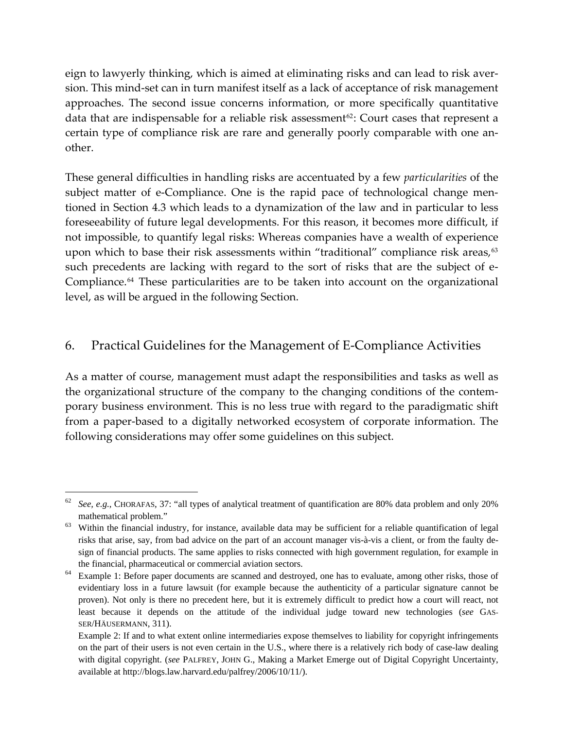eign to lawyerly thinking, which is aimed at eliminating risks and can lead to risk aversion. This mind-set can in turn manifest itself as a lack of acceptance of risk management approaches. The second issue concerns information, or more specifically quantitative data that are indispensable for a reliable risk assessment[62]: Court cases that represent a certain type of compliance risk are rare and generally poorly comparable with one another.

These general difficulties in handling risks are accentuated by a few *particularities* of the subject matter of e-Compliance. One is the rapid pace of technological change mentioned in Section 4.3 which leads to a dynamization of the law and in particular to less foreseeability of future legal developments. For this reason, it becomes more difficult, if not impossible, to quantify legal risks: Whereas companies have a wealth of experience upon which to base their risk assessments within "traditional" compliance risk areas,[63] such precedents are lacking with regard to the sort of risks that are the subject of e-Compliance.[64] These particularities are to be taken into account on the organizational level, as will be argued in the following Section.

## 6. Practical Guidelines for the Management of E-Compliance Activities

As a matter of course, management must adapt the responsibilities and tasks as well as the organizational structure of the company to the changing conditions of the contemporary business environment. This is no less true with regard to the paradigmatic shift from a paper-based to a digitally networked ecosystem of corporate information. The following considerations may offer some guidelines on this subject.

---

[62] *See, e.g.*, CHORAFAS, 37: "all types of analytical treatment of quantification are 80% data problem and only 20% mathematical problem."

[63] Within the financial industry, for instance, available data may be sufficient for a reliable quantification of legal risks that arise, say, from bad advice on the part of an account manager vis-à-vis a client, or from the faulty design of financial products. The same applies to risks connected with high government regulation, for example in the financial, pharmaceutical or commercial aviation sectors.

[64] Example 1: Before paper documents are scanned and destroyed, one has to evaluate, among other risks, those of evidentiary loss in a future lawsuit (for example because the authenticity of a particular signature cannot be proven). Not only is there no precedent here, but it is extremely difficult to predict how a court will react, not least because it depends on the attitude of the individual judge toward new technologies (*see* GASSER/HÄUSERMANN, 311).

Example 2: If and to what extent online intermediaries expose themselves to liability for copyright infringements on the part of their users is not even certain in the U.S., where there is a relatively rich body of case-law dealing with digital copyright. (*see* PALFREY, JOHN G., Making a Market Emerge out of Digital Copyright Uncertainty, available at http://blogs.law.harvard.edu/palfrey/2006/10/11/).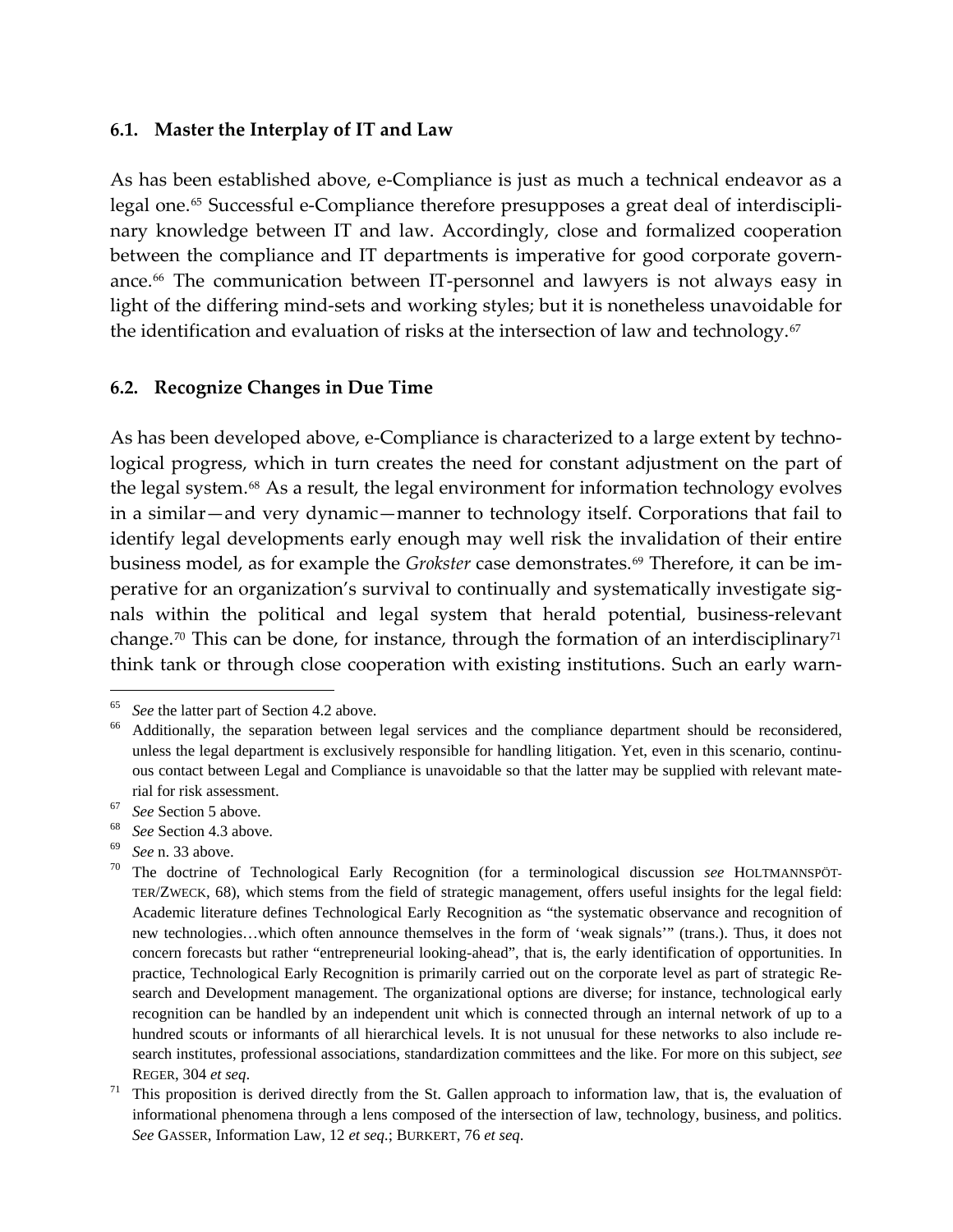### 6.1. Master the Interplay of IT and Law

As has been established above, e-Compliance is just as much a technical endeavor as a legal one.[65] Successful e-Compliance therefore presupposes a great deal of interdisciplinary knowledge between IT and law. Accordingly, close and formalized cooperation between the compliance and IT departments is imperative for good corporate governance.[66] The communication between IT-personnel and lawyers is not always easy in light of the differing mind-sets and working styles; but it is nonetheless unavoidable for the identification and evaluation of risks at the intersection of law and technology.[67]

### 6.2. Recognize Changes in Due Time

As has been developed above, e-Compliance is characterized to a large extent by technological progress, which in turn creates the need for constant adjustment on the part of the legal system.[68] As a result, the legal environment for information technology evolves in a similar—and very dynamic—manner to technology itself. Corporations that fail to identify legal developments early enough may well risk the invalidation of their entire business model, as for example the *Grokster* case demonstrates.[69] Therefore, it can be imperative for an organization's survival to continually and systematically investigate signals within the political and legal system that herald potential, business-relevant change.[70] This can be done, for instance, through the formation of an interdisciplinary[71] think tank or through close cooperation with existing institutions. Such an early warn-

---

[65] *See* the latter part of Section 4.2 above.

[66] Additionally, the separation between legal services and the compliance department should be reconsidered, unless the legal department is exclusively responsible for handling litigation. Yet, even in this scenario, continuous contact between Legal and Compliance is unavoidable so that the latter may be supplied with relevant material for risk assessment.

[67] *See* Section 5 above.

[68] *See* Section 4.3 above.

[69] *See* n. 33 above.

[70] The doctrine of Technological Early Recognition (for a terminological discussion *see* HOLTMANNSPÖTTER/ZWECK, 68), which stems from the field of strategic management, offers useful insights for the legal field: Academic literature defines Technological Early Recognition as "the systematic observance and recognition of new technologies…which often announce themselves in the form of 'weak signals'" (trans.). Thus, it does not concern forecasts but rather "entrepreneurial looking-ahead", that is, the early identification of opportunities. In practice, Technological Early Recognition is primarily carried out on the corporate level as part of strategic Research and Development management. The organizational options are diverse; for instance, technological early recognition can be handled by an independent unit which is connected through an internal network of up to a hundred scouts or informants of all hierarchical levels. It is not unusual for these networks to also include research institutes, professional associations, standardization committees and the like. For more on this subject, *see* REGER, 304 *et seq*.

[71] This proposition is derived directly from the St. Gallen approach to information law, that is, the evaluation of informational phenomena through a lens composed of the intersection of law, technology, business, and politics. *See* GASSER, Information Law, 12 *et seq*.; BURKERT, 76 *et seq*.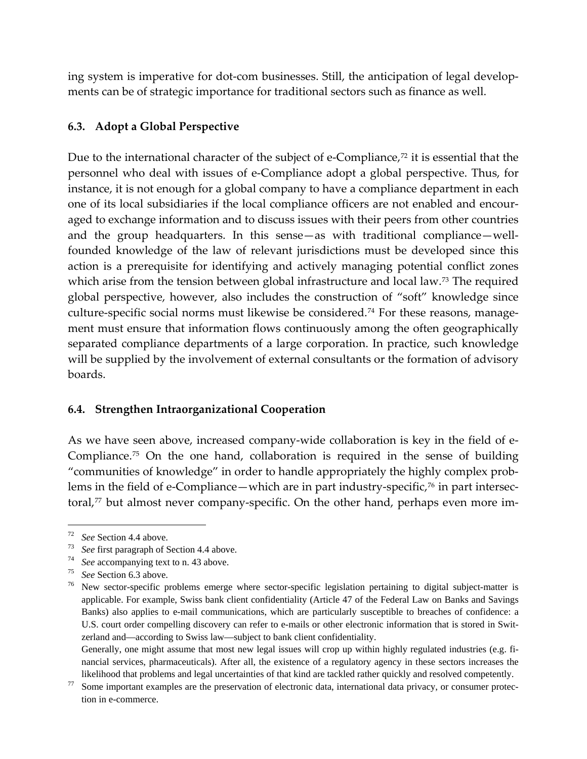ing system is imperative for dot-com businesses. Still, the anticipation of legal developments can be of strategic importance for traditional sectors such as finance as well.

### 6.3. Adopt a Global Perspective

Due to the international character of the subject of e-Compliance,[72] it is essential that the personnel who deal with issues of e-Compliance adopt a global perspective. Thus, for instance, it is not enough for a global company to have a compliance department in each one of its local subsidiaries if the local compliance officers are not enabled and encouraged to exchange information and to discuss issues with their peers from other countries and the group headquarters. In this sense—as with traditional compliance—well-founded knowledge of the law of relevant jurisdictions must be developed since this action is a prerequisite for identifying and actively managing potential conflict zones which arise from the tension between global infrastructure and local law.[73] The required global perspective, however, also includes the construction of "soft" knowledge since culture-specific social norms must likewise be considered.[74] For these reasons, management must ensure that information flows continuously among the often geographically separated compliance departments of a large corporation. In practice, such knowledge will be supplied by the involvement of external consultants or the formation of advisory boards.

### 6.4. Strengthen Intraorganizational Cooperation

As we have seen above, increased company-wide collaboration is key in the field of e-Compliance.[75] On the one hand, collaboration is required in the sense of building "communities of knowledge" in order to handle appropriately the highly complex problems in the field of e-Compliance—which are in part industry-specific,[76] in part intersectoral,[77] but almost never company-specific. On the other hand, perhaps even more im-

---

[72] *See* Section 4.4 above.

[73] *See* first paragraph of Section 4.4 above.

[74] *See* accompanying text to n. 43 above.

[75] *See* Section 6.3 above.

[76] New sector-specific problems emerge where sector-specific legislation pertaining to digital subject-matter is applicable. For example, Swiss bank client confidentiality (Article 47 of the Federal Law on Banks and Savings Banks) also applies to e-mail communications, which are particularly susceptible to breaches of confidence: a U.S. court order compelling discovery can refer to e-mails or other electronic information that is stored in Switzerland and—according to Swiss law—subject to bank client confidentiality.
Generally, one might assume that most new legal issues will crop up within highly regulated industries (e.g. financial services, pharmaceuticals). After all, the existence of a regulatory agency in these sectors increases the likelihood that problems and legal uncertainties of that kind are tackled rather quickly and resolved competently.

[77] Some important examples are the preservation of electronic data, international data privacy, or consumer protection in e-commerce.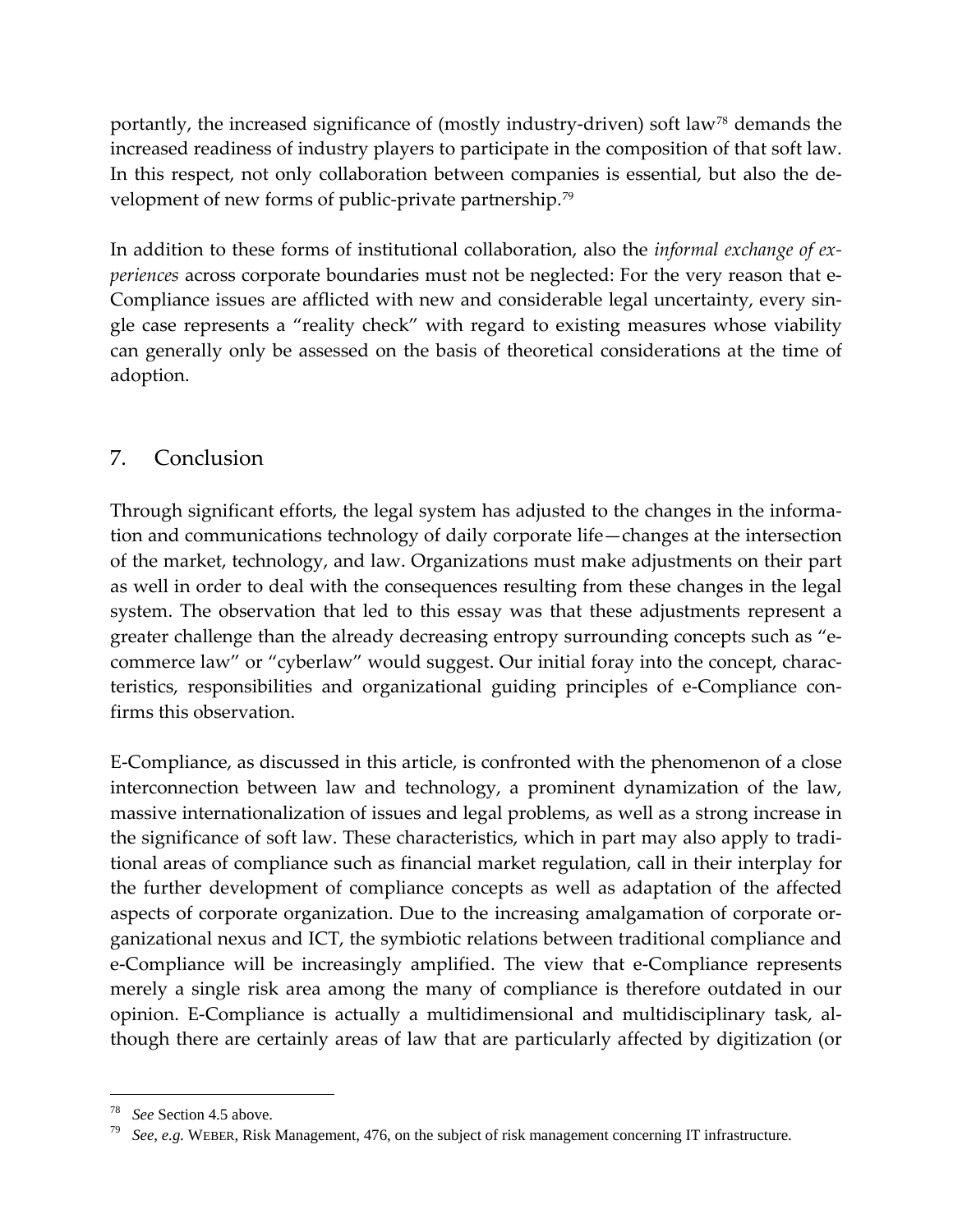portantly, the increased significance of (mostly industry-driven) soft law[78] demands the increased readiness of industry players to participate in the composition of that soft law. In this respect, not only collaboration between companies is essential, but also the development of new forms of public-private partnership.[79]

In addition to these forms of institutional collaboration, also the *informal exchange of experiences* across corporate boundaries must not be neglected: For the very reason that e-Compliance issues are afflicted with new and considerable legal uncertainty, every single case represents a "reality check" with regard to existing measures whose viability can generally only be assessed on the basis of theoretical considerations at the time of adoption.

## 7. Conclusion

Through significant efforts, the legal system has adjusted to the changes in the information and communications technology of daily corporate life—changes at the intersection of the market, technology, and law. Organizations must make adjustments on their part as well in order to deal with the consequences resulting from these changes in the legal system. The observation that led to this essay was that these adjustments represent a greater challenge than the already decreasing entropy surrounding concepts such as "e-commerce law" or "cyberlaw" would suggest. Our initial foray into the concept, characteristics, responsibilities and organizational guiding principles of e-Compliance confirms this observation.

E-Compliance, as discussed in this article, is confronted with the phenomenon of a close interconnection between law and technology, a prominent dynamization of the law, massive internationalization of issues and legal problems, as well as a strong increase in the significance of soft law. These characteristics, which in part may also apply to traditional areas of compliance such as financial market regulation, call in their interplay for the further development of compliance concepts as well as adaptation of the affected aspects of corporate organization. Due to the increasing amalgamation of corporate organizational nexus and ICT, the symbiotic relations between traditional compliance and e-Compliance will be increasingly amplified. The view that e-Compliance represents merely a single risk area among the many of compliance is therefore outdated in our opinion. E-Compliance is actually a multidimensional and multidisciplinary task, although there are certainly areas of law that are particularly affected by digitization (or

---

[78] *See* Section 4.5 above.

[79] *See, e.g.* WEBER, Risk Management, 476, on the subject of risk management concerning IT infrastructure.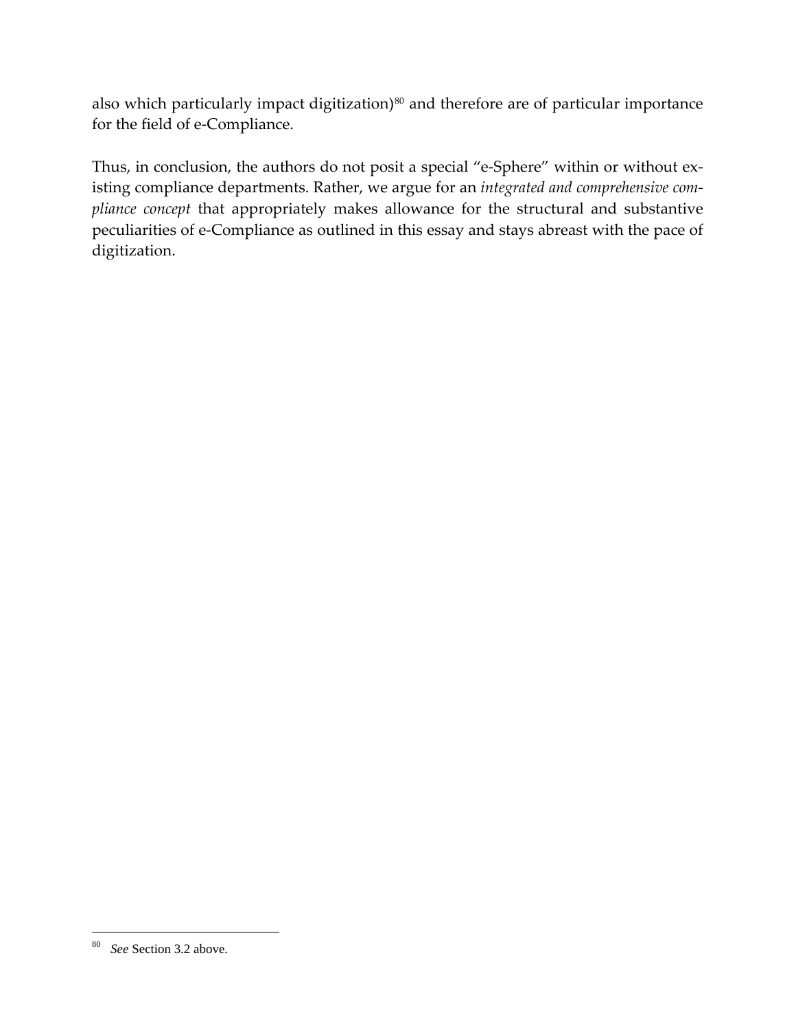also which particularly impact digitization)[80] and therefore are of particular importance for the field of e-Compliance.

Thus, in conclusion, the authors do not posit a special "e-Sphere" within or without existing compliance departments. Rather, we argue for an *integrated and comprehensive compliance concept* that appropriately makes allowance for the structural and substantive peculiarities of e-Compliance as outlined in this essay and stays abreast with the pace of digitization.

---

[80] *See* Section 3.2 above.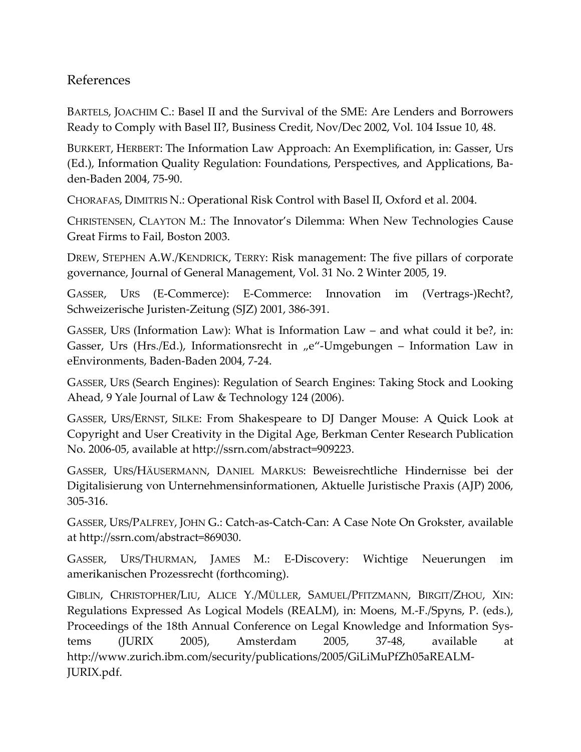## References

BARTELS, JOACHIM C.: Basel II and the Survival of the SME: Are Lenders and Borrowers Ready to Comply with Basel II?, Business Credit, Nov/Dec 2002, Vol. 104 Issue 10, 48.

BURKERT, HERBERT: The Information Law Approach: An Exemplification, in: Gasser, Urs (Ed.), Information Quality Regulation: Foundations, Perspectives, and Applications, Baden-Baden 2004, 75-90.

CHORAFAS, DIMITRIS N.: Operational Risk Control with Basel II, Oxford et al. 2004.

CHRISTENSEN, CLAYTON M.: The Innovator's Dilemma: When New Technologies Cause Great Firms to Fail, Boston 2003.

DREW, STEPHEN A.W./KENDRICK, TERRY: Risk management: The five pillars of corporate governance, Journal of General Management, Vol. 31 No. 2 Winter 2005, 19.

GASSER, URS (E-Commerce): E-Commerce: Innovation im (Vertrags-)Recht?, Schweizerische Juristen-Zeitung (SJZ) 2001, 386-391.

GASSER, URS (Information Law): What is Information Law – and what could it be?, in: Gasser, Urs (Hrs./Ed.), Informationsrecht in „e"-Umgebungen – Information Law in eEnvironments, Baden-Baden 2004, 7-24.

GASSER, URS (Search Engines): Regulation of Search Engines: Taking Stock and Looking Ahead, 9 Yale Journal of Law & Technology 124 (2006).

GASSER, URS/ERNST, SILKE: From Shakespeare to DJ Danger Mouse: A Quick Look at Copyright and User Creativity in the Digital Age, Berkman Center Research Publication No. 2006-05, available at http://ssrn.com/abstract=909223.

GASSER, URS/HÄUSERMANN, DANIEL MARKUS: Beweisrechtliche Hindernisse bei der Digitalisierung von Unternehmensinformationen, Aktuelle Juristische Praxis (AJP) 2006, 305-316.

GASSER, URS/PALFREY, JOHN G.: Catch-as-Catch-Can: A Case Note On Grokster, available at http://ssrn.com/abstract=869030.

GASSER, URS/THURMAN, JAMES M.: E-Discovery: Wichtige Neuerungen im amerikanischen Prozessrecht (forthcoming).

GIBLIN, CHRISTOPHER/LIU, ALICE Y./MÜLLER, SAMUEL/PFITZMANN, BIRGIT/ZHOU, XIN: Regulations Expressed As Logical Models (REALM), in: Moens, M.-F./Spyns, P. (eds.), Proceedings of the 18th Annual Conference on Legal Knowledge and Information Systems (JURIX 2005), Amsterdam 2005, 37-48, available at http://www.zurich.ibm.com/security/publications/2005/GiLiMuPfZh05aREALM-JURIX.pdf.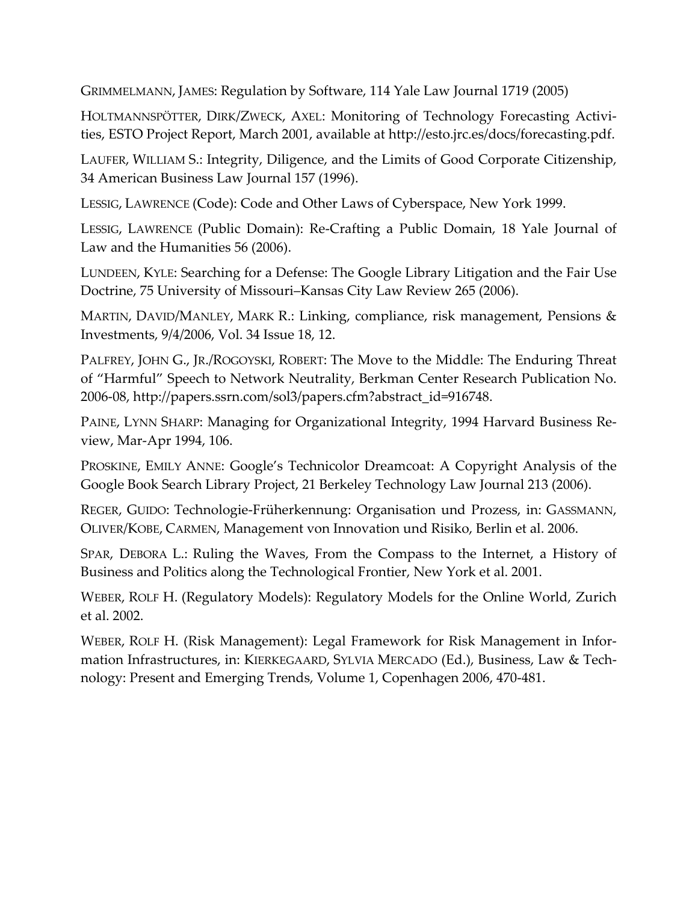GRIMMELMANN, JAMES: Regulation by Software, 114 Yale Law Journal 1719 (2005)

HOLTMANNSPÖTTER, DIRK/ZWECK, AXEL: Monitoring of Technology Forecasting Activities, ESTO Project Report, March 2001, available at http://esto.jrc.es/docs/forecasting.pdf.

LAUFER, WILLIAM S.: Integrity, Diligence, and the Limits of Good Corporate Citizenship, 34 American Business Law Journal 157 (1996).

LESSIG, LAWRENCE (Code): Code and Other Laws of Cyberspace, New York 1999.

LESSIG, LAWRENCE (Public Domain): Re-Crafting a Public Domain, 18 Yale Journal of Law and the Humanities 56 (2006).

LUNDEEN, KYLE: Searching for a Defense: The Google Library Litigation and the Fair Use Doctrine, 75 University of Missouri–Kansas City Law Review 265 (2006).

MARTIN, DAVID/MANLEY, MARK R.: Linking, compliance, risk management, Pensions & Investments, 9/4/2006, Vol. 34 Issue 18, 12.

PALFREY, JOHN G., JR./ROGOYSKI, ROBERT: The Move to the Middle: The Enduring Threat of "Harmful" Speech to Network Neutrality, Berkman Center Research Publication No. 2006-08, http://papers.ssrn.com/sol3/papers.cfm?abstract_id=916748.

PAINE, LYNN SHARP: Managing for Organizational Integrity, 1994 Harvard Business Review, Mar-Apr 1994, 106.

PROSKINE, EMILY ANNE: Google's Technicolor Dreamcoat: A Copyright Analysis of the Google Book Search Library Project, 21 Berkeley Technology Law Journal 213 (2006).

REGER, GUIDO: Technologie-Früherkennung: Organisation und Prozess, in: GASSMANN, OLIVER/KOBE, CARMEN, Management von Innovation und Risiko, Berlin et al. 2006.

SPAR, DEBORA L.: Ruling the Waves, From the Compass to the Internet, a History of Business and Politics along the Technological Frontier, New York et al. 2001.

WEBER, ROLF H. (Regulatory Models): Regulatory Models for the Online World, Zurich et al. 2002.

WEBER, ROLF H. (Risk Management): Legal Framework for Risk Management in Information Infrastructures, in: KIERKEGAARD, SYLVIA MERCADO (Ed.), Business, Law & Technology: Present and Emerging Trends, Volume 1, Copenhagen 2006, 470-481.